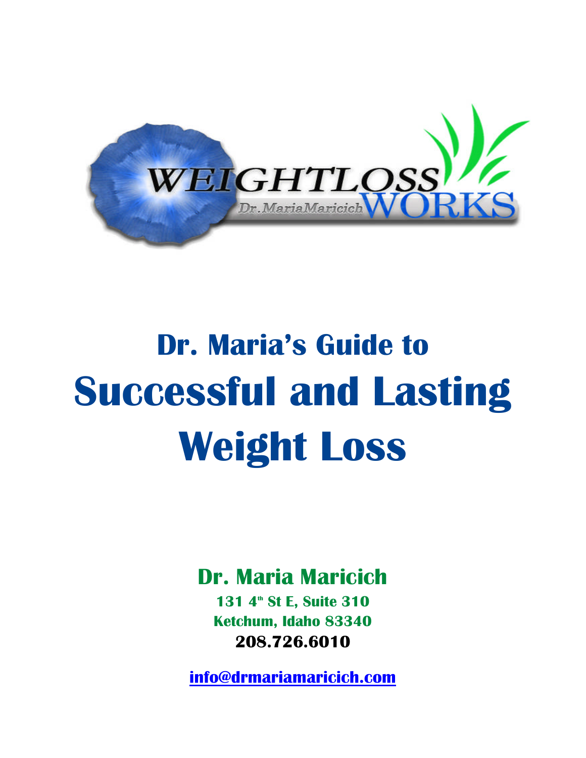WEIGHTLOSS WORKS
Dr. Maria Maricich

# Dr. Maria's Guide to Successful and Lasting Weight Loss

**Dr. Maria Maricich**

**131 4th St E, Suite 310**
**Ketchum, Idaho 83340**
**208.726.6010**

**info@drmariamaricich.com**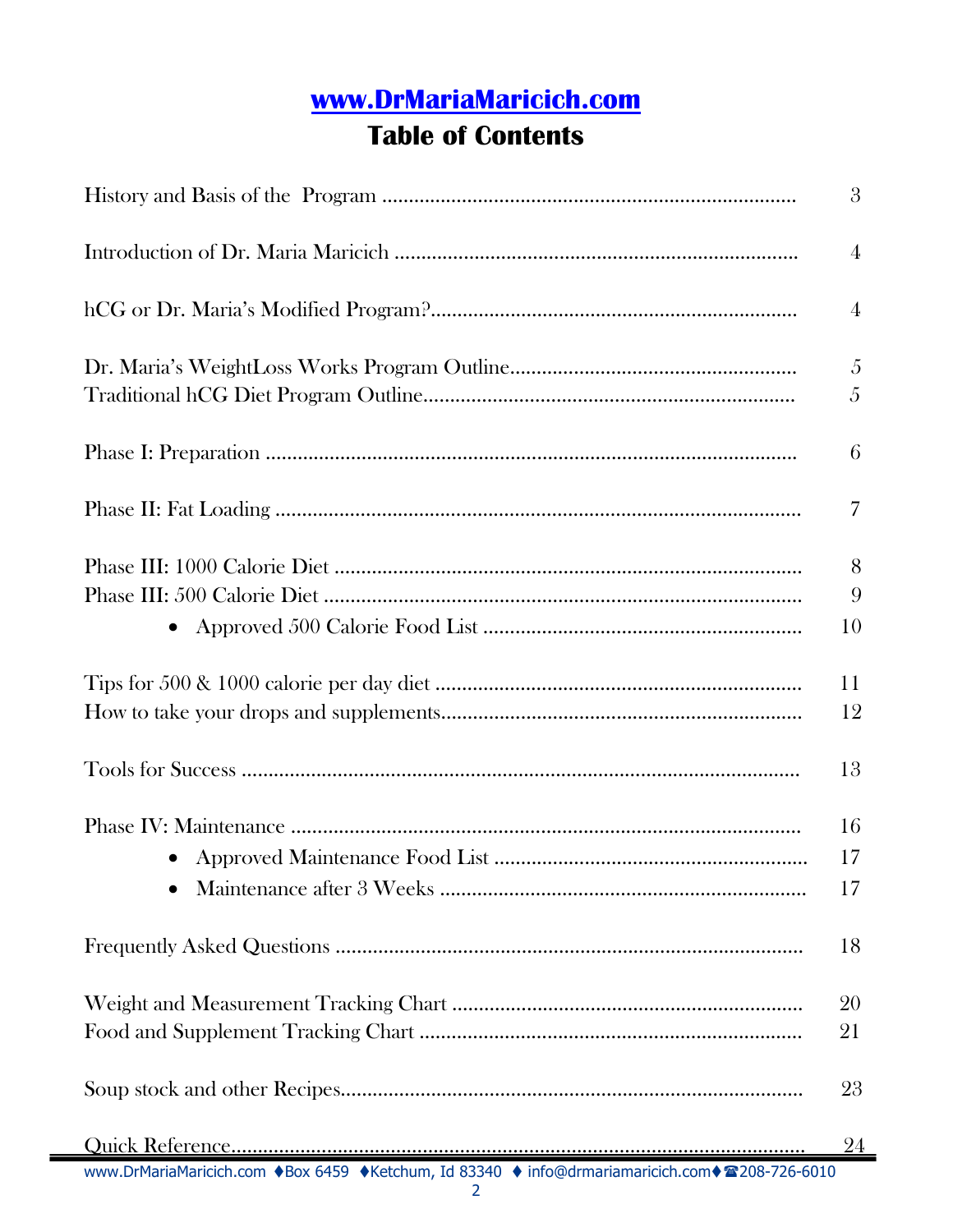**www.DrMariaMaricich.com**

# Table of Contents

| | |
|---|---|
| History and Basis of the Program | 3 |
| Introduction of Dr. Maria Maricich | 4 |
| hCG or Dr. Maria's Modified Program? | 4 |
| Dr. Maria's WeightLoss Works Program Outline | 5 |
| Traditional hCG Diet Program Outline | 5 |
| Phase I: Preparation | 6 |
| Phase II: Fat Loading | 7 |
| Phase III: 1000 Calorie Diet | 8 |
| Phase III: 500 Calorie Diet | 9 |
| • Approved 500 Calorie Food List | 10 |
| Tips for 500 & 1000 calorie per day diet | 11 |
| How to take your drops and supplements | 12 |
| Tools for Success | 13 |
| Phase IV: Maintenance | 16 |
| • Approved Maintenance Food List | 17 |
| • Maintenance after 3 Weeks | 17 |
| Frequently Asked Questions | 18 |
| Weight and Measurement Tracking Chart | 20 |
| Food and Supplement Tracking Chart | 21 |
| Soup stock and other Recipes | 23 |
| Quick Reference | 24 |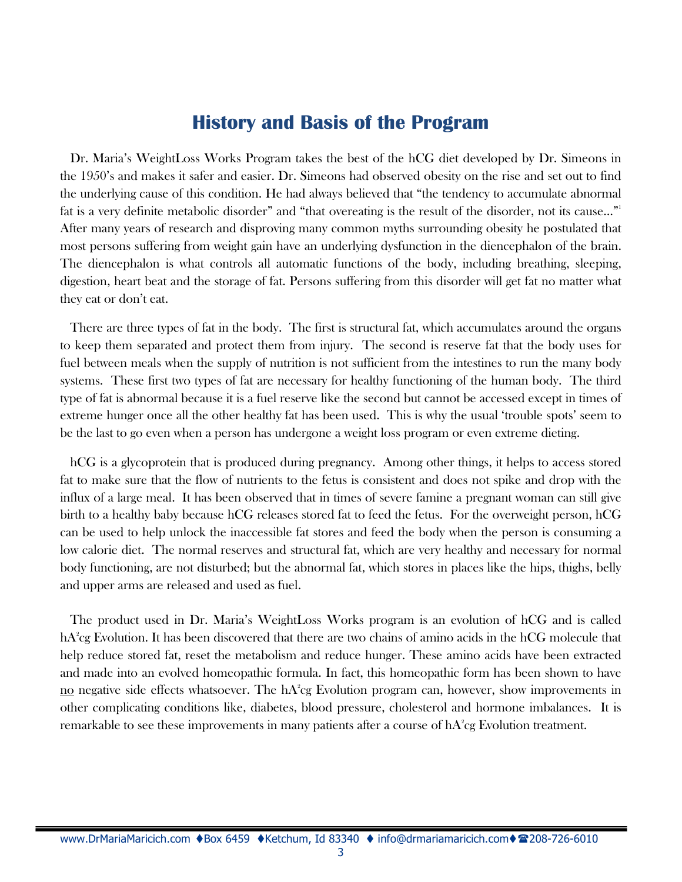# History and Basis of the Program

Dr. Maria's WeightLoss Works Program takes the best of the hCG diet developed by Dr. Simeons in the 1950's and makes it safer and easier. Dr. Simeons had observed obesity on the rise and set out to find the underlying cause of this condition. He had always believed that "the tendency to accumulate abnormal fat is a very definite metabolic disorder" and "that overeating is the result of the disorder, not its cause…"[1] After many years of research and disproving many common myths surrounding obesity he postulated that most persons suffering from weight gain have an underlying dysfunction in the diencephalon of the brain. The diencephalon is what controls all automatic functions of the body, including breathing, sleeping, digestion, heart beat and the storage of fat. Persons suffering from this disorder will get fat no matter what they eat or don't eat.

There are three types of fat in the body. The first is structural fat, which accumulates around the organs to keep them separated and protect them from injury. The second is reserve fat that the body uses for fuel between meals when the supply of nutrition is not sufficient from the intestines to run the many body systems. These first two types of fat are necessary for healthy functioning of the human body. The third type of fat is abnormal because it is a fuel reserve like the second but cannot be accessed except in times of extreme hunger once all the other healthy fat has been used. This is why the usual 'trouble spots' seem to be the last to go even when a person has undergone a weight loss program or even extreme dieting.

hCG is a glycoprotein that is produced during pregnancy. Among other things, it helps to access stored fat to make sure that the flow of nutrients to the fetus is consistent and does not spike and drop with the influx of a large meal. It has been observed that in times of severe famine a pregnant woman can still give birth to a healthy baby because hCG releases stored fat to feed the fetus. For the overweight person, hCG can be used to help unlock the inaccessible fat stores and feed the body when the person is consuming a low calorie diet. The normal reserves and structural fat, which are very healthy and necessary for normal body functioning, are not disturbed; but the abnormal fat, which stores in places like the hips, thighs, belly and upper arms are released and used as fuel.

The product used in Dr. Maria's WeightLoss Works program is an evolution of hCG and is called hA²cg Evolution. It has been discovered that there are two chains of amino acids in the hCG molecule that help reduce stored fat, reset the metabolism and reduce hunger. These amino acids have been extracted and made into an evolved homeopathic formula. In fact, this homeopathic form has been shown to have <u>no</u> negative side effects whatsoever. The hA²cg Evolution program can, however, show improvements in other complicating conditions like, diabetes, blood pressure, cholesterol and hormone imbalances. It is remarkable to see these improvements in many patients after a course of hA²cg Evolution treatment.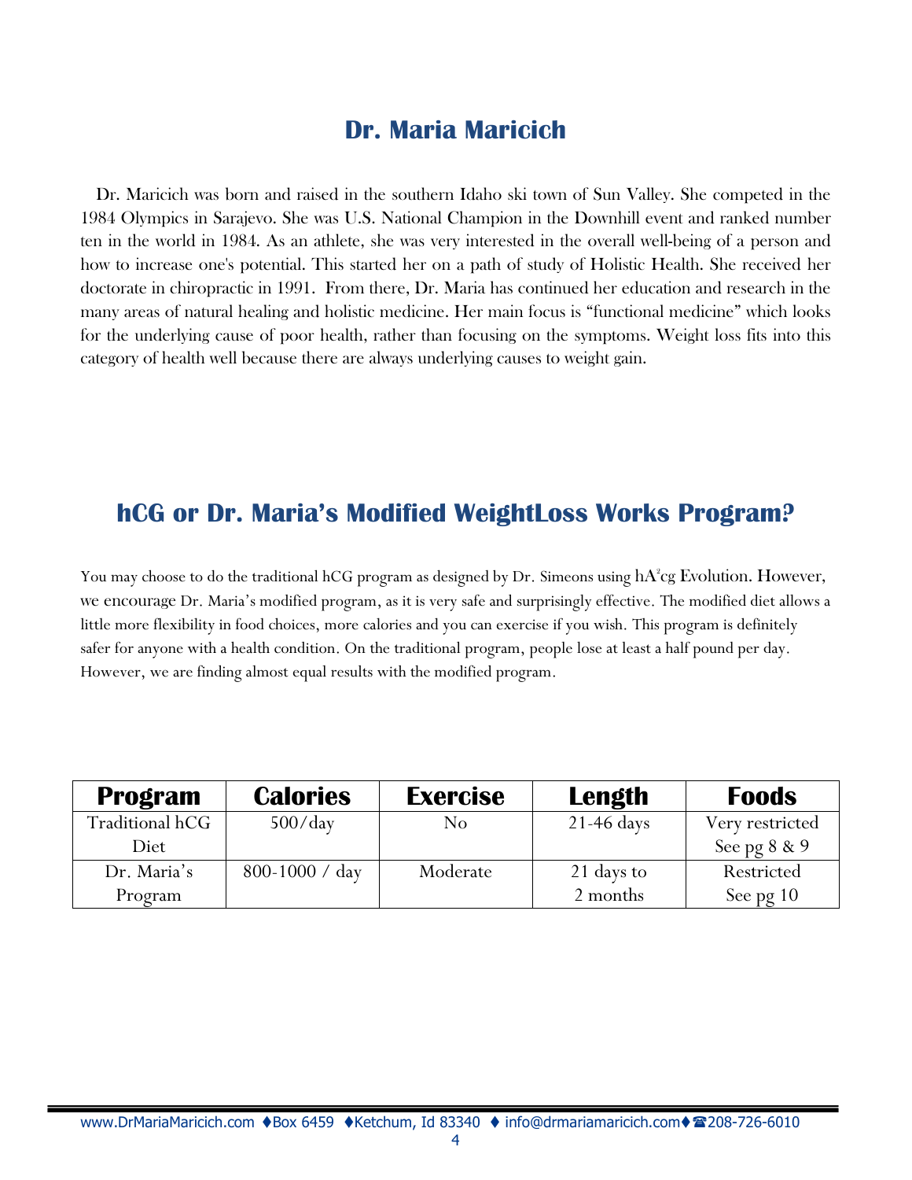## Dr. Maria Maricich

Dr. Maricich was born and raised in the southern Idaho ski town of Sun Valley. She competed in the 1984 Olympics in Sarajevo. She was U.S. National Champion in the Downhill event and ranked number ten in the world in 1984. As an athlete, she was very interested in the overall well-being of a person and how to increase one's potential. This started her on a path of study of Holistic Health. She received her doctorate in chiropractic in 1991. From there, Dr. Maria has continued her education and research in the many areas of natural healing and holistic medicine. Her main focus is "functional medicine" which looks for the underlying cause of poor health, rather than focusing on the symptoms. Weight loss fits into this category of health well because there are always underlying causes to weight gain.

## hCG or Dr. Maria's Modified WeightLoss Works Program?

You may choose to do the traditional hCG program as designed by Dr. Simeons using hA²cg Evolution. However, we encourage Dr. Maria's modified program, as it is very safe and surprisingly effective. The modified diet allows a little more flexibility in food choices, more calories and you can exercise if you wish. This program is definitely safer for anyone with a health condition. On the traditional program, people lose at least a half pound per day. However, we are finding almost equal results with the modified program.

| Program | Calories | Exercise | Length | Foods |
|---|---|---|---|---|
| Traditional hCG Diet | 500/day | No | 21-46 days | Very restricted See pg 8 & 9 |
| Dr. Maria's Program | 800-1000 / day | Moderate | 21 days to 2 months | Restricted See pg 10 |

www.DrMariaMaricich.com ♦Box 6459 ♦Ketchum, Id 83340 ♦ info@drmariamaricich.com♦☎208-726-6010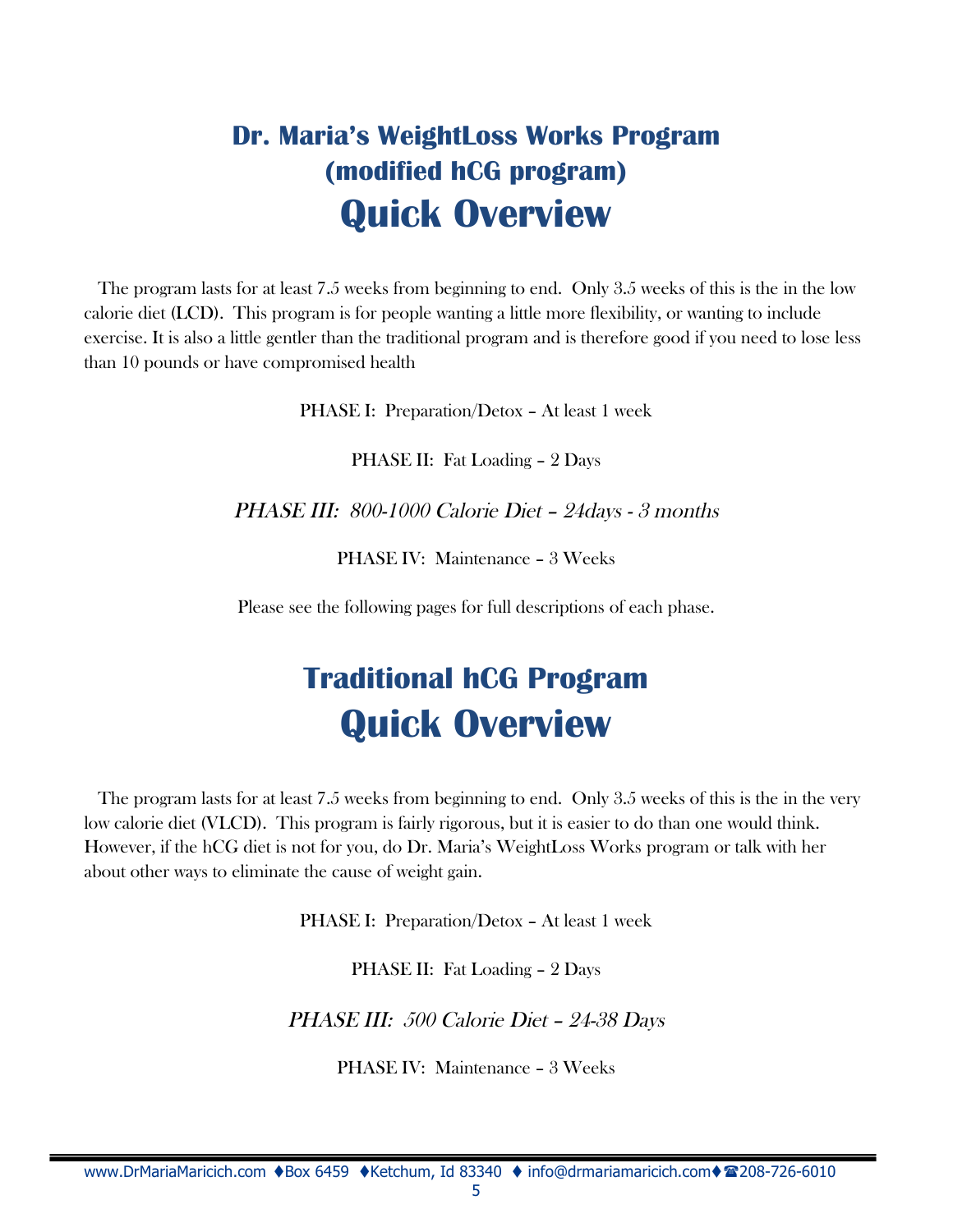# Dr. Maria's WeightLoss Works Program
## (modified hCG program)
# Quick Overview

The program lasts for at least 7.5 weeks from beginning to end. Only 3.5 weeks of this is the in the low calorie diet (LCD). This program is for people wanting a little more flexibility, or wanting to include exercise. It is also a little gentler than the traditional program and is therefore good if you need to lose less than 10 pounds or have compromised health

PHASE I: Preparation/Detox – At least 1 week

PHASE II: Fat Loading – 2 Days

*PHASE III: 800-1000 Calorie Diet – 24days - 3 months*

PHASE IV: Maintenance – 3 Weeks

Please see the following pages for full descriptions of each phase.

## Traditional hCG Program
# Quick Overview

The program lasts for at least 7.5 weeks from beginning to end. Only 3.5 weeks of this is the in the very low calorie diet (VLCD). This program is fairly rigorous, but it is easier to do than one would think. However, if the hCG diet is not for you, do Dr. Maria's WeightLoss Works program or talk with her about other ways to eliminate the cause of weight gain.

PHASE I: Preparation/Detox – At least 1 week

PHASE II: Fat Loading – 2 Days

*PHASE III: 500 Calorie Diet – 24-38 Days*

PHASE IV: Maintenance – 3 Weeks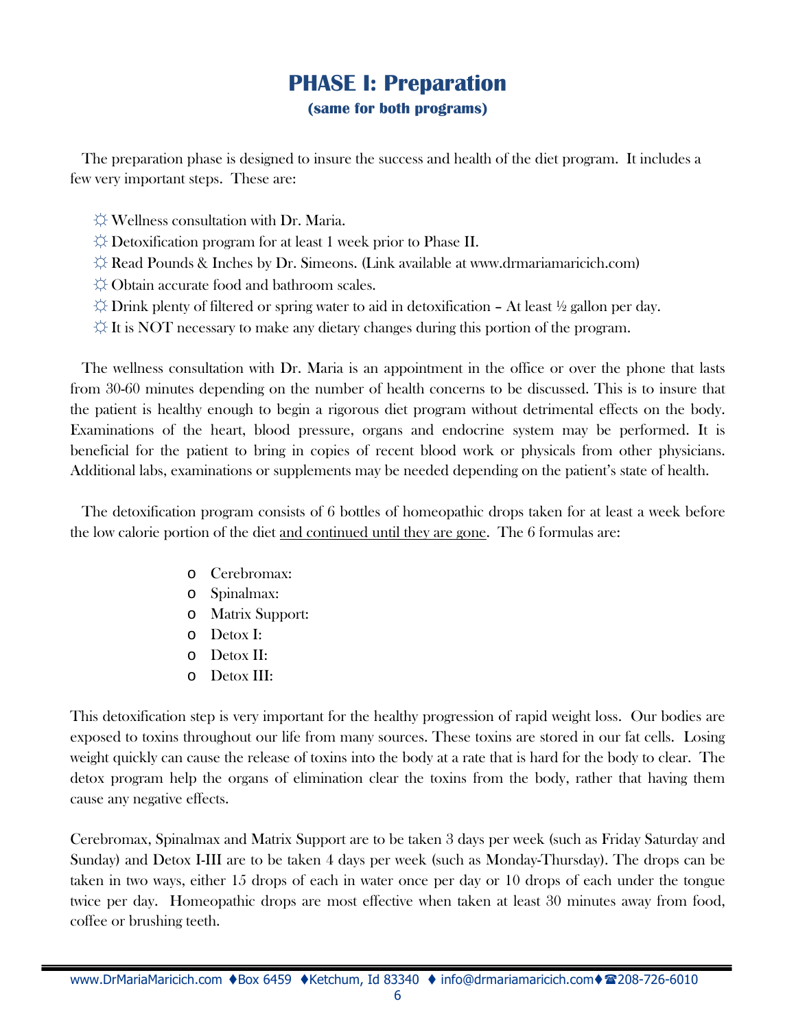# PHASE I: Preparation

**(same for both programs)**

The preparation phase is designed to insure the success and health of the diet program. It includes a few very important steps. These are:

- ☼ Wellness consultation with Dr. Maria.
- ☼ Detoxification program for at least 1 week prior to Phase II.
- ☼ Read Pounds & Inches by Dr. Simeons. (Link available at www.drmariamaricich.com)
- ☼ Obtain accurate food and bathroom scales.
- ☼ Drink plenty of filtered or spring water to aid in detoxification – At least ½ gallon per day.
- ☼ It is NOT necessary to make any dietary changes during this portion of the program.

The wellness consultation with Dr. Maria is an appointment in the office or over the phone that lasts from 30-60 minutes depending on the number of health concerns to be discussed. This is to insure that the patient is healthy enough to begin a rigorous diet program without detrimental effects on the body. Examinations of the heart, blood pressure, organs and endocrine system may be performed. It is beneficial for the patient to bring in copies of recent blood work or physicals from other physicians. Additional labs, examinations or supplements may be needed depending on the patient's state of health.

The detoxification program consists of 6 bottles of homeopathic drops taken for at least a week before the low calorie portion of the diet <u>and continued until they are gone</u>. The 6 formulas are:

- Cerebromax:
- Spinalmax:
- Matrix Support:
- Detox I:
- Detox II:
- Detox III:

This detoxification step is very important for the healthy progression of rapid weight loss. Our bodies are exposed to toxins throughout our life from many sources. These toxins are stored in our fat cells. Losing weight quickly can cause the release of toxins into the body at a rate that is hard for the body to clear. The detox program help the organs of elimination clear the toxins from the body, rather that having them cause any negative effects.

Cerebromax, Spinalmax and Matrix Support are to be taken 3 days per week (such as Friday Saturday and Sunday) and Detox I-III are to be taken 4 days per week (such as Monday-Thursday). The drops can be taken in two ways, either 15 drops of each in water once per day or 10 drops of each under the tongue twice per day. Homeopathic drops are most effective when taken at least 30 minutes away from food, coffee or brushing teeth.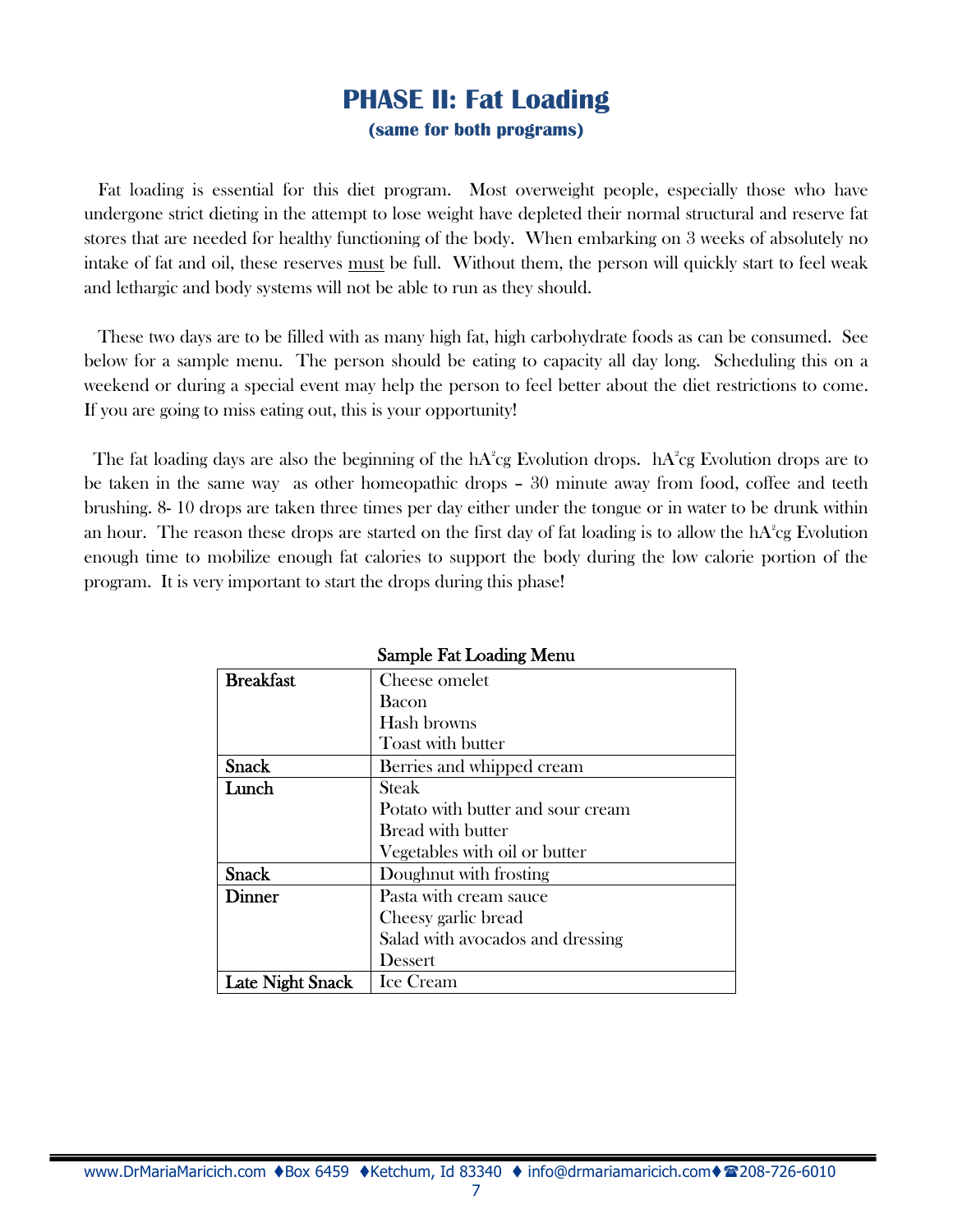# PHASE II: Fat Loading

**(same for both programs)**

Fat loading is essential for this diet program. Most overweight people, especially those who have undergone strict dieting in the attempt to lose weight have depleted their normal structural and reserve fat stores that are needed for healthy functioning of the body. When embarking on 3 weeks of absolutely no intake of fat and oil, these reserves must be full. Without them, the person will quickly start to feel weak and lethargic and body systems will not be able to run as they should.

These two days are to be filled with as many high fat, high carbohydrate foods as can be consumed. See below for a sample menu. The person should be eating to capacity all day long. Scheduling this on a weekend or during a special event may help the person to feel better about the diet restrictions to come. If you are going to miss eating out, this is your opportunity!

The fat loading days are also the beginning of the hA[2]cg Evolution drops. hA[2]cg Evolution drops are to be taken in the same way as other homeopathic drops – 30 minute away from food, coffee and teeth brushing. 8- 10 drops are taken three times per day either under the tongue or in water to be drunk within an hour. The reason these drops are started on the first day of fat loading is to allow the hA[2]cg Evolution enough time to mobilize enough fat calories to support the body during the low calorie portion of the program. It is very important to start the drops during this phase!

**Sample Fat Loading Menu**

| Meal | Food |
|---|---|
| **Breakfast** | Cheese omelet<br>Bacon<br>Hash browns<br>Toast with butter |
| **Snack** | Berries and whipped cream |
| **Lunch** | Steak<br>Potato with butter and sour cream<br>Bread with butter<br>Vegetables with oil or butter |
| **Snack** | Doughnut with frosting |
| **Dinner** | Pasta with cream sauce<br>Cheesy garlic bread<br>Salad with avocados and dressing<br>Dessert |
| **Late Night Snack** | Ice Cream |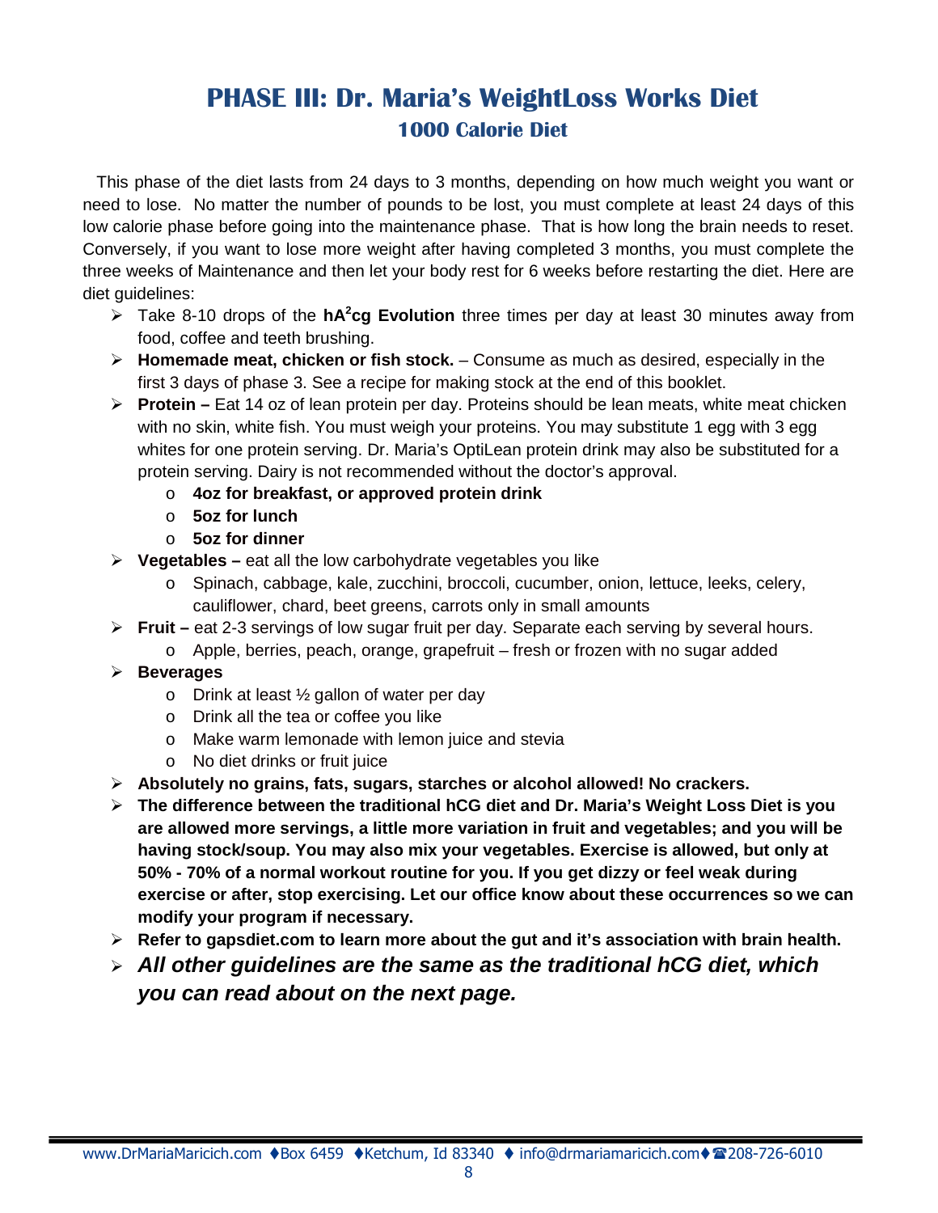# PHASE III: Dr. Maria's WeightLoss Works Diet

## 1000 Calorie Diet

This phase of the diet lasts from 24 days to 3 months, depending on how much weight you want or need to lose. No matter the number of pounds to be lost, you must complete at least 24 days of this low calorie phase before going into the maintenance phase. That is how long the brain needs to reset. Conversely, if you want to lose more weight after having completed 3 months, you must complete the three weeks of Maintenance and then let your body rest for 6 weeks before restarting the diet. Here are diet guidelines:

- Take 8-10 drops of the **hA$^2$cg Evolution** three times per day at least 30 minutes away from food, coffee and teeth brushing.
- **Homemade meat, chicken or fish stock.** – Consume as much as desired, especially in the first 3 days of phase 3. See a recipe for making stock at the end of this booklet.
- **Protein –** Eat 14 oz of lean protein per day. Proteins should be lean meats, white meat chicken with no skin, white fish. You must weigh your proteins. You may substitute 1 egg with 3 egg whites for one protein serving. Dr. Maria's OptiLean protein drink may also be substituted for a protein serving. Dairy is not recommended without the doctor's approval.
  - **4oz for breakfast, or approved protein drink**
  - **5oz for lunch**
  - **5oz for dinner**
- **Vegetables –** eat all the low carbohydrate vegetables you like
  - Spinach, cabbage, kale, zucchini, broccoli, cucumber, onion, lettuce, leeks, celery, cauliflower, chard, beet greens, carrots only in small amounts
- **Fruit –** eat 2-3 servings of low sugar fruit per day. Separate each serving by several hours.
  - Apple, berries, peach, orange, grapefruit – fresh or frozen with no sugar added
- **Beverages**
  - Drink at least ½ gallon of water per day
  - Drink all the tea or coffee you like
  - Make warm lemonade with lemon juice and stevia
  - No diet drinks or fruit juice
- **Absolutely no grains, fats, sugars, starches or alcohol allowed! No crackers.**
- **The difference between the traditional hCG diet and Dr. Maria's Weight Loss Diet is you are allowed more servings, a little more variation in fruit and vegetables; and you will be having stock/soup. You may also mix your vegetables. Exercise is allowed, but only at 50% - 70% of a normal workout routine for you. If you get dizzy or feel weak during exercise or after, stop exercising. Let our office know about these occurrences so we can modify your program if necessary.**
- **Refer to gapsdiet.com to learn more about the gut and it's association with brain health.**
- ***All other guidelines are the same as the traditional hCG diet, which you can read about on the next page.***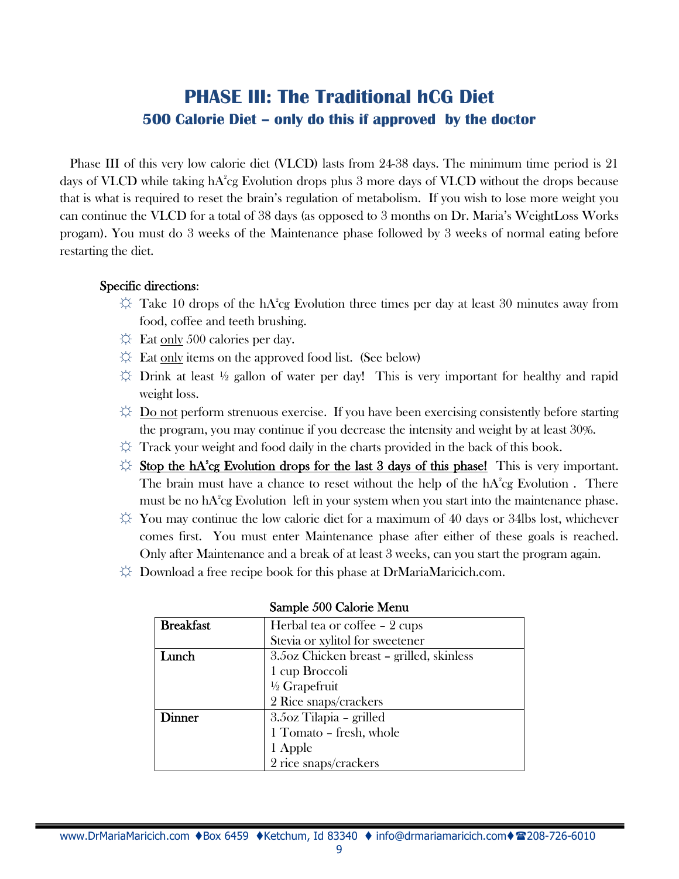# PHASE III: The Traditional hCG Diet

## 500 Calorie Diet – only do this if approved by the doctor

Phase III of this very low calorie diet (VLCD) lasts from 24-38 days. The minimum time period is 21 days of VLCD while taking hA$^2$cg Evolution drops plus 3 more days of VLCD without the drops because that is what is required to reset the brain's regulation of metabolism. If you wish to lose more weight you can continue the VLCD for a total of 38 days (as opposed to 3 months on Dr. Maria's WeightLoss Works progam). You must do 3 weeks of the Maintenance phase followed by 3 weeks of normal eating before restarting the diet.

Specific directions:

- Take 10 drops of the hA$^2$cg Evolution three times per day at least 30 minutes away from food, coffee and teeth brushing.
- Eat only 500 calories per day.
- Eat only items on the approved food list. (See below)
- Drink at least ½ gallon of water per day! This is very important for healthy and rapid weight loss.
- Do not perform strenuous exercise. If you have been exercising consistently before starting the program, you may continue if you decrease the intensity and weight by at least 30%.
- Track your weight and food daily in the charts provided in the back of this book.
- **Stop the hA$^2$cg Evolution drops for the last 3 days of this phase!** This is very important. The brain must have a chance to reset without the help of the hA$^2$cg Evolution . There must be no hA$^2$cg Evolution left in your system when you start into the maintenance phase.
- You may continue the low calorie diet for a maximum of 40 days or 34lbs lost, whichever comes first. You must enter Maintenance phase after either of these goals is reached. Only after Maintenance and a break of at least 3 weeks, can you start the program again.
- Download a free recipe book for this phase at DrMariaMaricich.com.

Sample 500 Calorie Menu

| | |
|---|---|
| **Breakfast** | Herbal tea or coffee – 2 cups<br>Stevia or xylitol for sweetener |
| **Lunch** | 3.5oz Chicken breast – grilled, skinless<br>1 cup Broccoli<br>½ Grapefruit<br>2 Rice snaps/crackers |
| **Dinner** | 3.5oz Tilapia – grilled<br>1 Tomato – fresh, whole<br>1 Apple<br>2 rice snaps/crackers |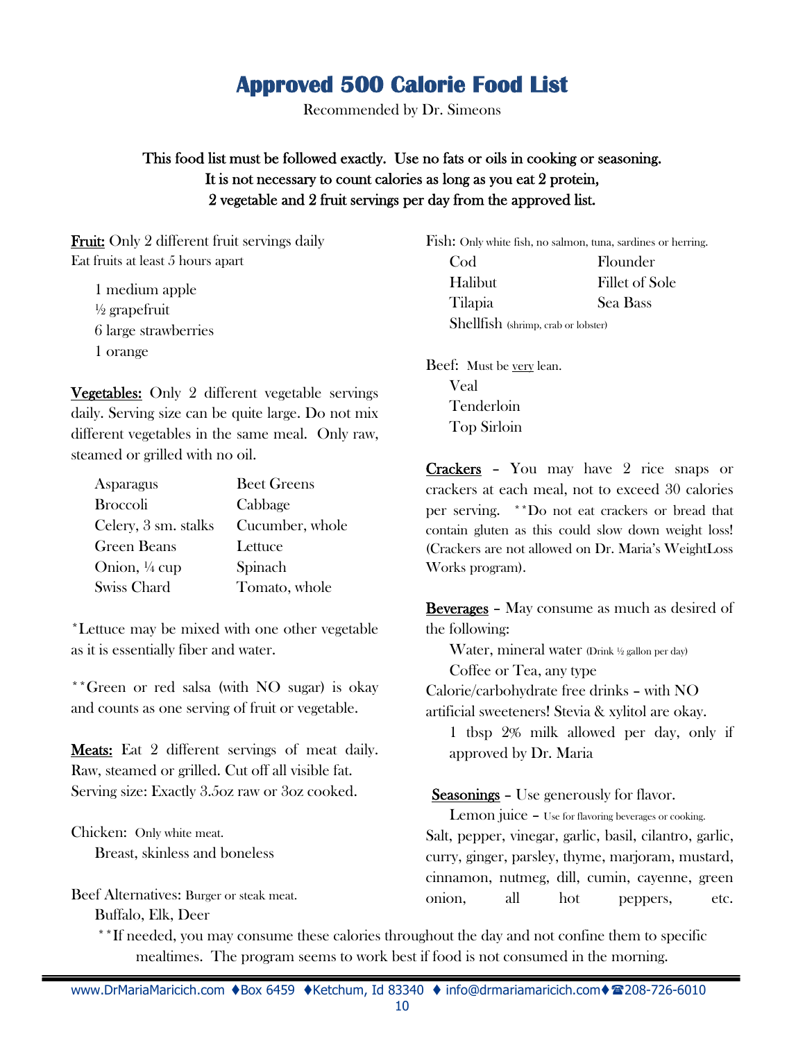# Approved 500 Calorie Food List

Recommended by Dr. Simeons

**This food list must be followed exactly. Use no fats or oils in cooking or seasoning. It is not necessary to count calories as long as you eat 2 protein, 2 vegetable and 2 fruit servings per day from the approved list.**

**Fruit:** Only 2 different fruit servings daily
Eat fruits at least 5 hours apart

- 1 medium apple
- ½ grapefruit
- 6 large strawberries
- 1 orange

**Vegetables:** Only 2 different vegetable servings daily. Serving size can be quite large. Do not mix different vegetables in the same meal. Only raw, steamed or grilled with no oil.

| | |
|---|---|
| Asparagus | Beet Greens |
| Broccoli | Cabbage |
| Celery, 3 sm. stalks | Cucumber, whole |
| Green Beans | Lettuce |
| Onion, ¼ cup | Spinach |
| Swiss Chard | Tomato, whole |

*Lettuce may be mixed with one other vegetable as it is essentially fiber and water.

**Green or red salsa (with NO sugar) is okay and counts as one serving of fruit or vegetable.

**Meats:** Eat 2 different servings of meat daily. Raw, steamed or grilled. Cut off all visible fat. Serving size: Exactly 3.5oz raw or 3oz cooked.

Chicken: Only white meat.
- Breast, skinless and boneless

Beef Alternatives: Burger or steak meat.
- Buffalo, Elk, Deer

Fish: Only white fish, no salmon, tuna, sardines or herring.

| | |
|---|---|
| Cod | Flounder |
| Halibut | Fillet of Sole |
| Tilapia | Sea Bass |

Shellfish (shrimp, crab or lobster)

Beef: Must be very lean.
- Veal
- Tenderloin
- Top Sirloin

**Crackers** – You may have 2 rice snaps or crackers at each meal, not to exceed 30 calories per serving. **Do not eat crackers or bread that contain gluten as this could slow down weight loss! (Crackers are not allowed on Dr. Maria's WeightLoss Works program).

**Beverages** – May consume as much as desired of the following:
- Water, mineral water (Drink ½ gallon per day)
- Coffee or Tea, any type

Calorie/carbohydrate free drinks – with NO artificial sweeteners! Stevia & xylitol are okay.
- 1 tbsp 2% milk allowed per day, only if approved by Dr. Maria

**Seasonings** – Use generously for flavor.
- Lemon juice – Use for flavoring beverages or cooking.

Salt, pepper, vinegar, garlic, basil, cilantro, garlic, curry, ginger, parsley, thyme, marjoram, mustard, cinnamon, nutmeg, dill, cumin, cayenne, green onion, all hot peppers, etc.

**If needed, you may consume these calories throughout the day and not confine them to specific mealtimes. The program seems to work best if food is not consumed in the morning.

www.DrMariaMaricich.com ♦Box 6459 ♦Ketchum, Id 83340 ♦ info@drmariamaricich.com♦☎208-726-6010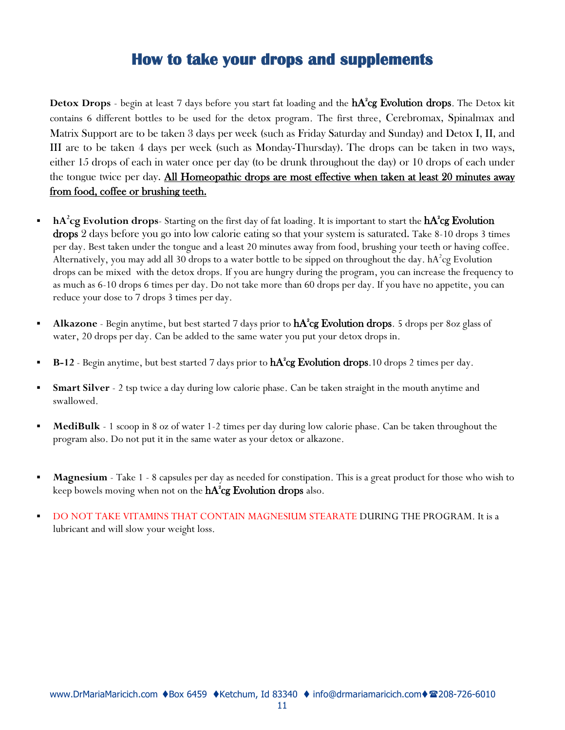# How to take your drops and supplements

**Detox Drops** - begin at least 7 days before you start fat loading and the hA$^2$cg Evolution drops. The Detox kit contains 6 different bottles to be used for the detox program. The first three, Cerebromax, Spinalmax and Matrix Support are to be taken 3 days per week (such as Friday Saturday and Sunday) and Detox I, II, and III are to be taken 4 days per week (such as Monday-Thursday). The drops can be taken in two ways, either 15 drops of each in water once per day (to be drunk throughout the day) or 10 drops of each under the tongue twice per day. <u>All Homeopathic drops are most effective when taken at least 20 minutes away from food, coffee or brushing teeth.</u>

- **hA$^2$cg Evolution drops**- Starting on the first day of fat loading. It is important to start the hA$^2$cg Evolution drops 2 days before you go into low calorie eating so that your system is saturated. Take 8-10 drops 3 times per day. Best taken under the tongue and a least 20 minutes away from food, brushing your teeth or having coffee. Alternatively, you may add all 30 drops to a water bottle to be sipped on throughout the day. hA$^2$cg Evolution drops can be mixed with the detox drops. If you are hungry during the program, you can increase the frequency to as much as 6-10 drops 6 times per day. Do not take more than 60 drops per day. If you have no appetite, you can reduce your dose to 7 drops 3 times per day.

- **Alkazone** - Begin anytime, but best started 7 days prior to hA$^2$cg Evolution drops. 5 drops per 8oz glass of water, 20 drops per day. Can be added to the same water you put your detox drops in.

- **B-12** - Begin anytime, but best started 7 days prior to hA$^2$cg Evolution drops.10 drops 2 times per day.

- **Smart Silver** - 2 tsp twice a day during low calorie phase. Can be taken straight in the mouth anytime and swallowed.

- **MediBulk** - 1 scoop in 8 oz of water 1-2 times per day during low calorie phase. Can be taken throughout the program also. Do not put it in the same water as your detox or alkazone.

- **Magnesium** - Take 1 - 8 capsules per day as needed for constipation. This is a great product for those who wish to keep bowels moving when not on the hA$^2$cg Evolution drops also.

- DO NOT TAKE VITAMINS THAT CONTAIN MAGNESIUM STEARATE DURING THE PROGRAM. It is a lubricant and will slow your weight loss.

www.DrMariaMaricich.com ♦Box 6459 ♦Ketchum, Id 83340 ♦ info@drmariamaricich.com♦☎208-726-6010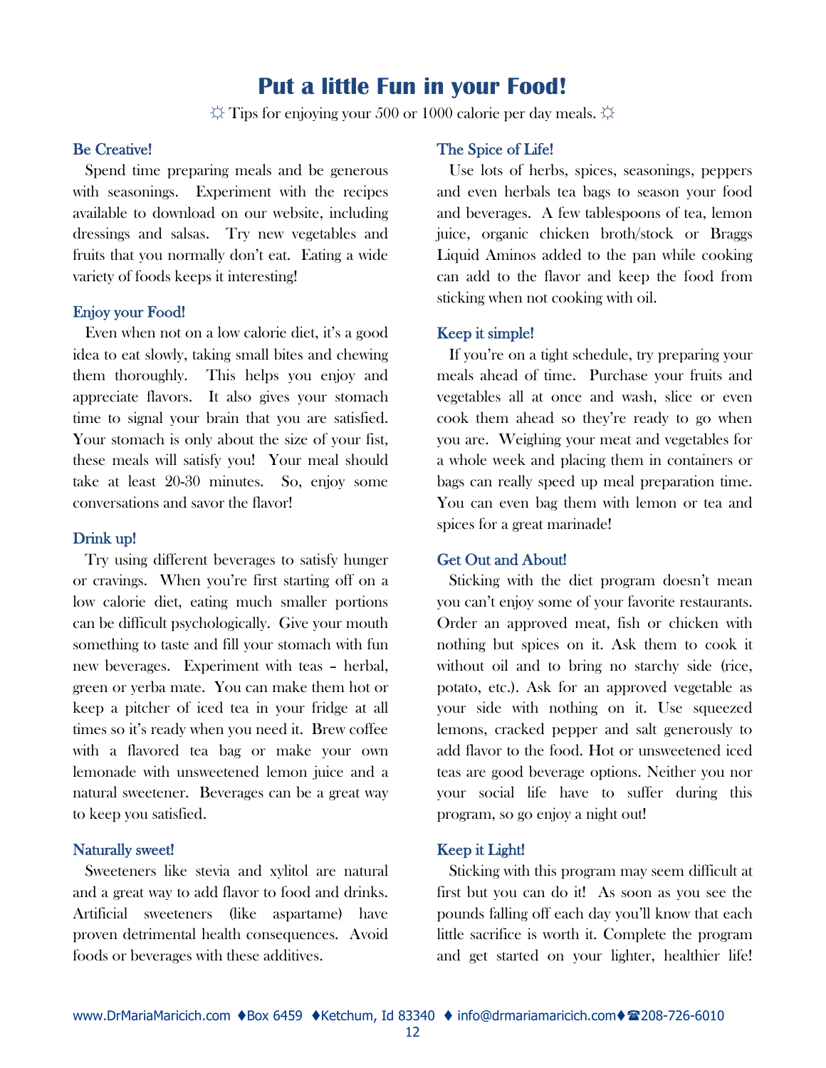# Put a little Fun in your Food!

☼ Tips for enjoying your 500 or 1000 calorie per day meals. ☼

### Be Creative!

Spend time preparing meals and be generous with seasonings. Experiment with the recipes available to download on our website, including dressings and salsas. Try new vegetables and fruits that you normally don't eat. Eating a wide variety of foods keeps it interesting!

### Enjoy your Food!

Even when not on a low calorie diet, it's a good idea to eat slowly, taking small bites and chewing them thoroughly. This helps you enjoy and appreciate flavors. It also gives your stomach time to signal your brain that you are satisfied. Your stomach is only about the size of your fist, these meals will satisfy you! Your meal should take at least 20-30 minutes. So, enjoy some conversations and savor the flavor!

### Drink up!

Try using different beverages to satisfy hunger or cravings. When you're first starting off on a low calorie diet, eating much smaller portions can be difficult psychologically. Give your mouth something to taste and fill your stomach with fun new beverages. Experiment with teas – herbal, green or yerba mate. You can make them hot or keep a pitcher of iced tea in your fridge at all times so it's ready when you need it. Brew coffee with a flavored tea bag or make your own lemonade with unsweetened lemon juice and a natural sweetener. Beverages can be a great way to keep you satisfied.

### Naturally sweet!

Sweeteners like stevia and xylitol are natural and a great way to add flavor to food and drinks. Artificial sweeteners (like aspartame) have proven detrimental health consequences. Avoid foods or beverages with these additives.

### The Spice of Life!

Use lots of herbs, spices, seasonings, peppers and even herbals tea bags to season your food and beverages. A few tablespoons of tea, lemon juice, organic chicken broth/stock or Braggs Liquid Aminos added to the pan while cooking can add to the flavor and keep the food from sticking when not cooking with oil.

### Keep it simple!

If you're on a tight schedule, try preparing your meals ahead of time. Purchase your fruits and vegetables all at once and wash, slice or even cook them ahead so they're ready to go when you are. Weighing your meat and vegetables for a whole week and placing them in containers or bags can really speed up meal preparation time. You can even bag them with lemon or tea and spices for a great marinade!

### Get Out and About!

Sticking with the diet program doesn't mean you can't enjoy some of your favorite restaurants. Order an approved meat, fish or chicken with nothing but spices on it. Ask them to cook it without oil and to bring no starchy side (rice, potato, etc.). Ask for an approved vegetable as your side with nothing on it. Use squeezed lemons, cracked pepper and salt generously to add flavor to the food. Hot or unsweetened iced teas are good beverage options. Neither you nor your social life have to suffer during this program, so go enjoy a night out!

### Keep it Light!

Sticking with this program may seem difficult at first but you can do it! As soon as you see the pounds falling off each day you'll know that each little sacrifice is worth it. Complete the program and get started on your lighter, healthier life!

www.DrMariaMaricich.com ♦Box 6459 ♦Ketchum, Id 83340 ♦ info@drmariamaricich.com♦☎208-726-6010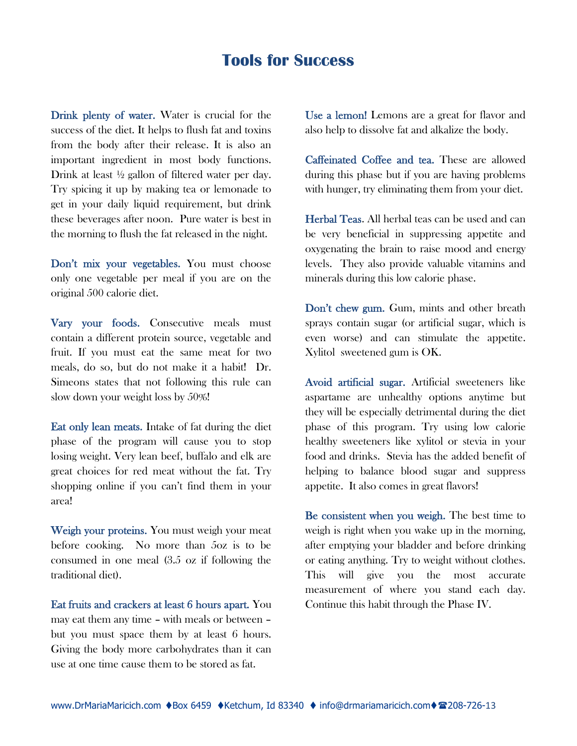# Tools for Success

**Drink plenty of water.** Water is crucial for the success of the diet. It helps to flush fat and toxins from the body after their release. It is also an important ingredient in most body functions. Drink at least ½ gallon of filtered water per day. Try spicing it up by making tea or lemonade to get in your daily liquid requirement, but drink these beverages after noon. Pure water is best in the morning to flush the fat released in the night.

**Don't mix your vegetables.** You must choose only one vegetable per meal if you are on the original 500 calorie diet.

**Vary your foods.** Consecutive meals must contain a different protein source, vegetable and fruit. If you must eat the same meat for two meals, do so, but do not make it a habit! Dr. Simeons states that not following this rule can slow down your weight loss by 50%!

**Eat only lean meats.** Intake of fat during the diet phase of the program will cause you to stop losing weight. Very lean beef, buffalo and elk are great choices for red meat without the fat. Try shopping online if you can't find them in your area!

**Weigh your proteins.** You must weigh your meat before cooking. No more than 5oz is to be consumed in one meal (3.5 oz if following the traditional diet).

**Eat fruits and crackers at least 6 hours apart.** You may eat them any time – with meals or between – but you must space them by at least 6 hours. Giving the body more carbohydrates than it can use at one time cause them to be stored as fat.

**Use a lemon!** Lemons are a great for flavor and also help to dissolve fat and alkalize the body.

**Caffeinated Coffee and tea.** These are allowed during this phase but if you are having problems with hunger, try eliminating them from your diet.

**Herbal Teas.** All herbal teas can be used and can be very beneficial in suppressing appetite and oxygenating the brain to raise mood and energy levels. They also provide valuable vitamins and minerals during this low calorie phase.

**Don't chew gum.** Gum, mints and other breath sprays contain sugar (or artificial sugar, which is even worse) and can stimulate the appetite. Xylitol sweetened gum is OK.

**Avoid artificial sugar.** Artificial sweeteners like aspartame are unhealthy options anytime but they will be especially detrimental during the diet phase of this program. Try using low calorie healthy sweeteners like xylitol or stevia in your food and drinks. Stevia has the added benefit of helping to balance blood sugar and suppress appetite. It also comes in great flavors!

**Be consistent when you weigh.** The best time to weigh is right when you wake up in the morning, after emptying your bladder and before drinking or eating anything. Try to weight without clothes. This will give you the most accurate measurement of where you stand each day. Continue this habit through the Phase IV.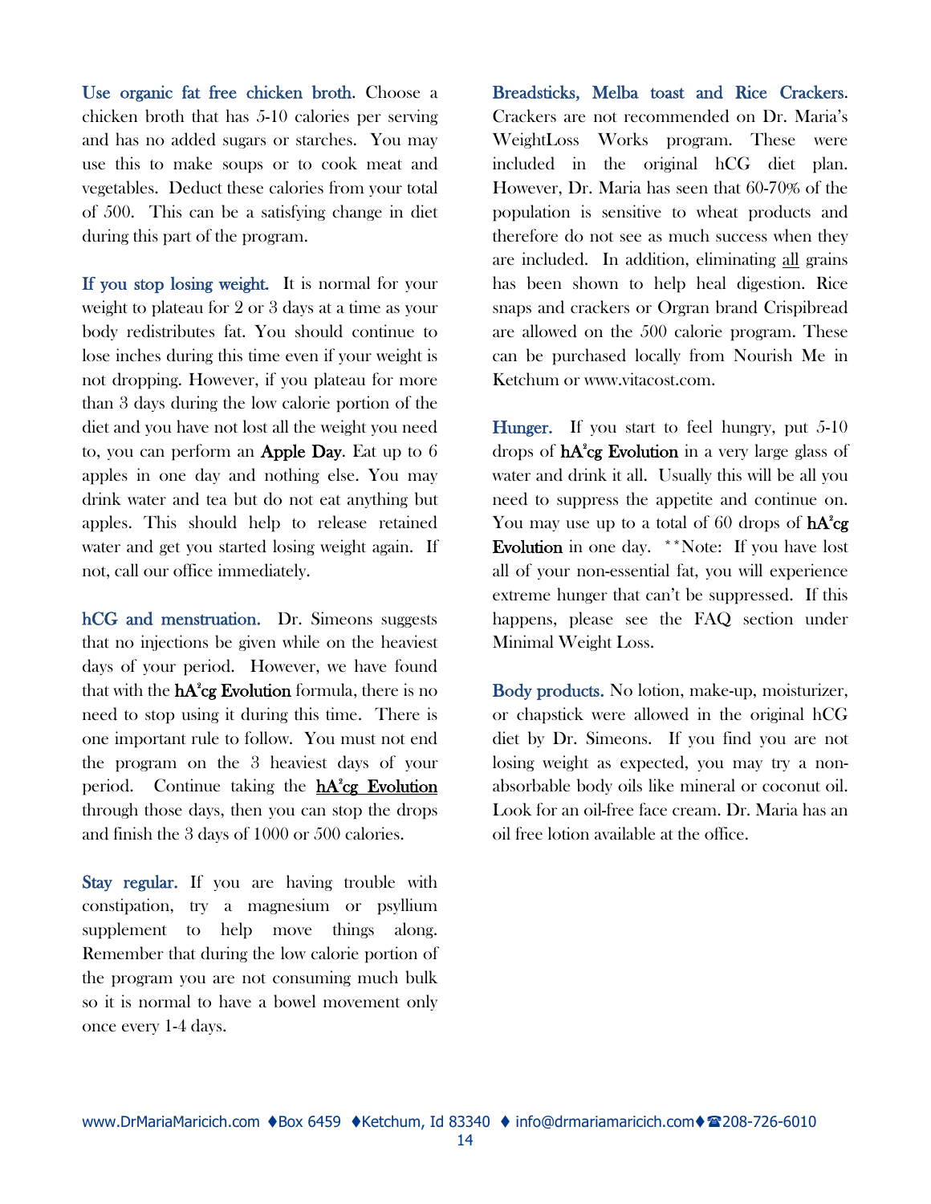**Use organic fat free chicken broth**. Choose a chicken broth that has 5-10 calories per serving and has no added sugars or starches. You may use this to make soups or to cook meat and vegetables. Deduct these calories from your total of 500. This can be a satisfying change in diet during this part of the program.

**If you stop losing weight.** It is normal for your weight to plateau for 2 or 3 days at a time as your body redistributes fat. You should continue to lose inches during this time even if your weight is not dropping. However, if you plateau for more than 3 days during the low calorie portion of the diet and you have not lost all the weight you need to, you can perform an **Apple Day**. Eat up to 6 apples in one day and nothing else. You may drink water and tea but do not eat anything but apples. This should help to release retained water and get you started losing weight again. If not, call our office immediately.

**hCG and menstruation.** Dr. Simeons suggests that no injections be given while on the heaviest days of your period. However, we have found that with the **hA²cg Evolution** formula, there is no need to stop using it during this time. There is one important rule to follow. You must not end the program on the 3 heaviest days of your period. Continue taking the hA²cg Evolution through those days, then you can stop the drops and finish the 3 days of 1000 or 500 calories.

**Stay regular.** If you are having trouble with constipation, try a magnesium or psyllium supplement to help move things along. Remember that during the low calorie portion of the program you are not consuming much bulk so it is normal to have a bowel movement only once every 1-4 days.

**Breadsticks, Melba toast and Rice Crackers.** Crackers are not recommended on Dr. Maria's WeightLoss Works program. These were included in the original hCG diet plan. However, Dr. Maria has seen that 60-70% of the population is sensitive to wheat products and therefore do not see as much success when they are included. In addition, eliminating all grains has been shown to help heal digestion. Rice snaps and crackers or Orgran brand Crispibread are allowed on the 500 calorie program. These can be purchased locally from Nourish Me in Ketchum or www.vitacost.com.

**Hunger.** If you start to feel hungry, put 5-10 drops of **hA²cg Evolution** in a very large glass of water and drink it all. Usually this will be all you need to suppress the appetite and continue on. You may use up to a total of 60 drops of **hA²cg Evolution** in one day. **Note: If you have lost all of your non-essential fat, you will experience extreme hunger that can't be suppressed. If this happens, please see the FAQ section under Minimal Weight Loss.

**Body products.** No lotion, make-up, moisturizer, or chapstick were allowed in the original hCG diet by Dr. Simeons. If you find you are not losing weight as expected, you may try a non-absorbable body oils like mineral or coconut oil. Look for an oil-free face cream. Dr. Maria has an oil free lotion available at the office.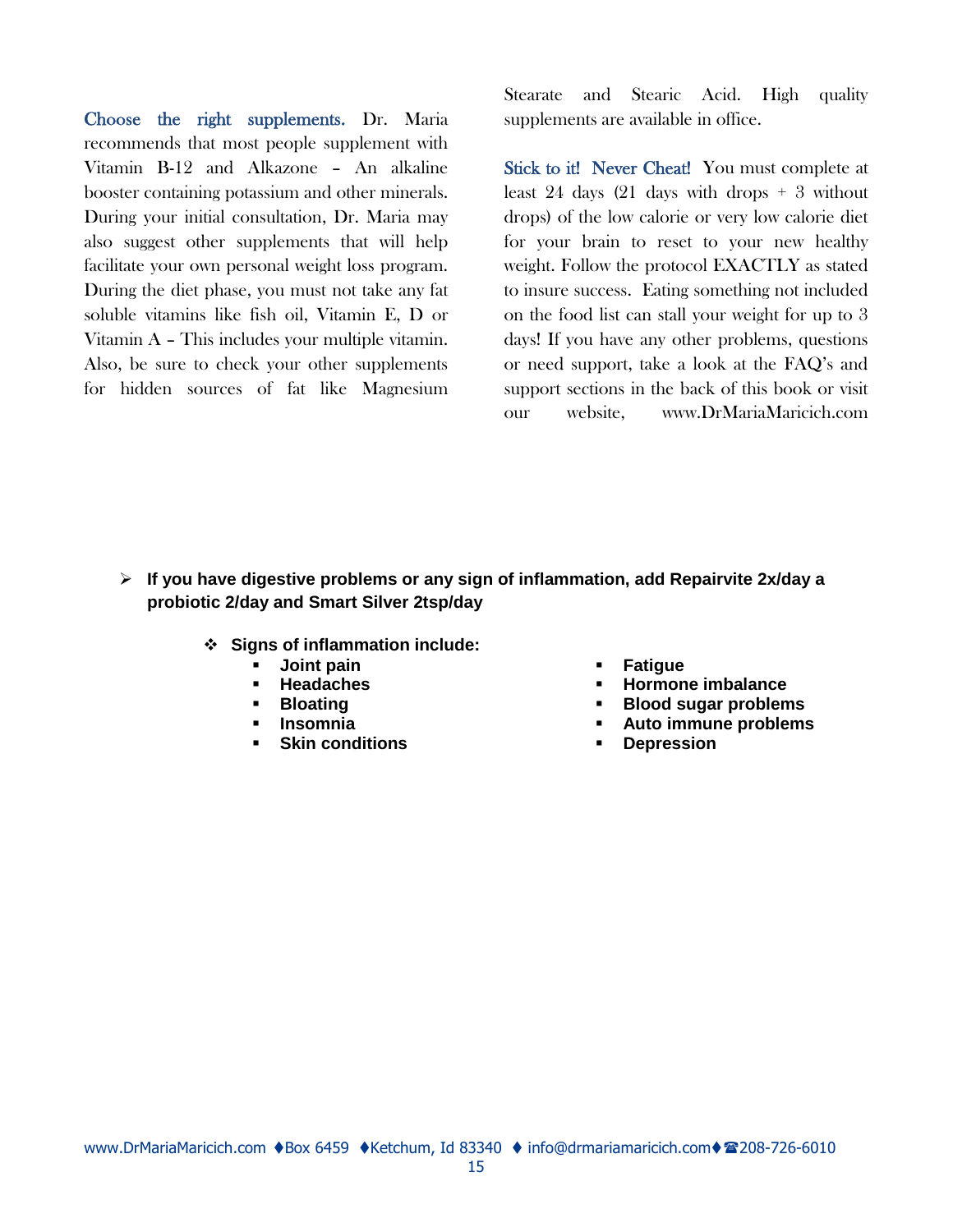**Choose the right supplements.** Dr. Maria recommends that most people supplement with Vitamin B-12 and Alkazone – An alkaline booster containing potassium and other minerals. During your initial consultation, Dr. Maria may also suggest other supplements that will help facilitate your own personal weight loss program. During the diet phase, you must not take any fat soluble vitamins like fish oil, Vitamin E, D or Vitamin A – This includes your multiple vitamin. Also, be sure to check your other supplements for hidden sources of fat like Magnesium Stearate and Stearic Acid. High quality supplements are available in office.

**Stick to it! Never Cheat!** You must complete at least 24 days (21 days with drops + 3 without drops) of the low calorie or very low calorie diet for your brain to reset to your new healthy weight. Follow the protocol EXACTLY as stated to insure success. Eating something not included on the food list can stall your weight for up to 3 days! If you have any other problems, questions or need support, take a look at the FAQ's and support sections in the back of this book or visit our website, www.DrMariaMaricich.com

- **If you have digestive problems or any sign of inflammation, add Repairvite 2x/day a probiotic 2/day and Smart Silver 2tsp/day**
  - **Signs of inflammation include:**
    - **Joint pain**
    - **Headaches**
    - **Bloating**
    - **Insomnia**
    - **Skin conditions**
    - **Fatigue**
    - **Hormone imbalance**
    - **Blood sugar problems**
    - **Auto immune problems**
    - **Depression**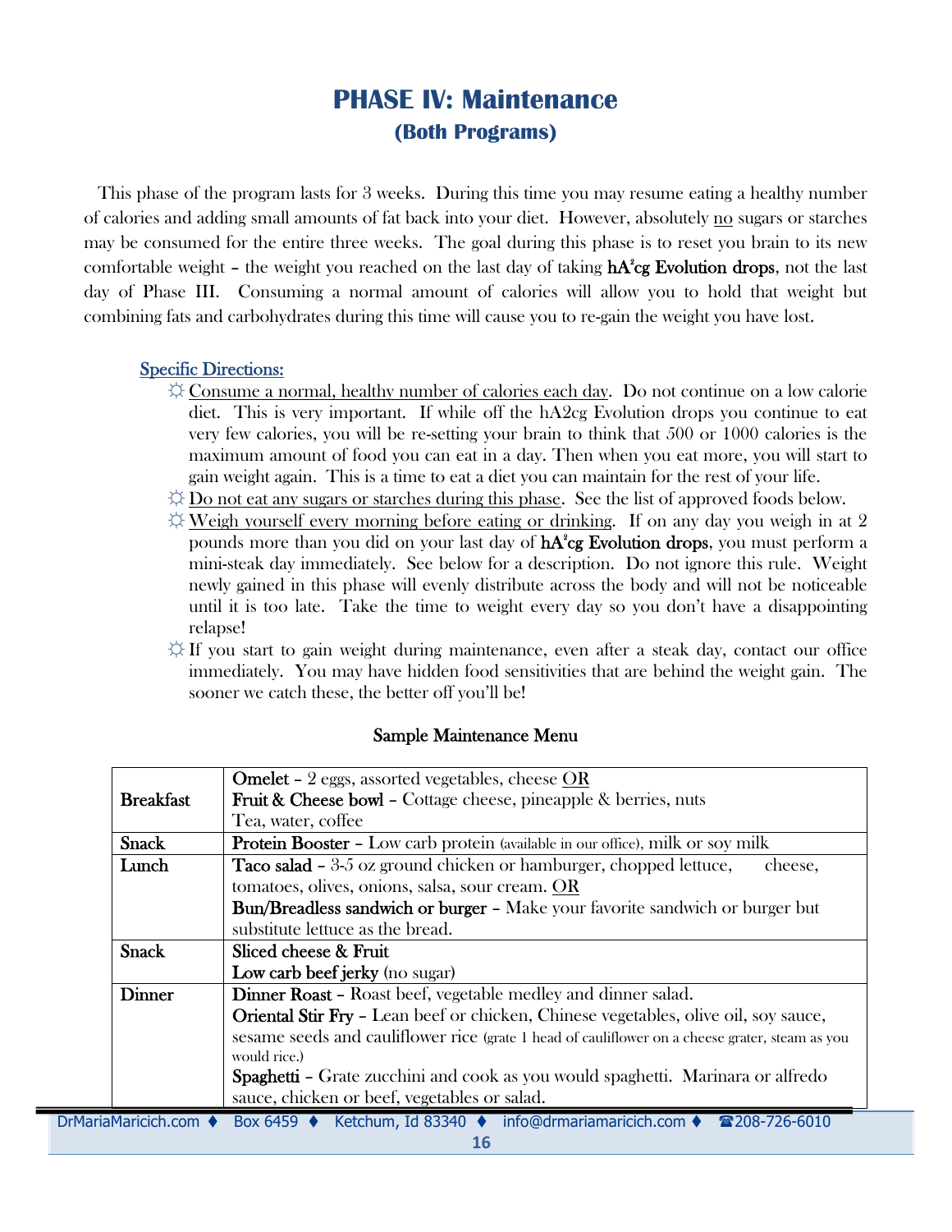# PHASE IV: Maintenance

## (Both Programs)

This phase of the program lasts for 3 weeks. During this time you may resume eating a healthy number of calories and adding small amounts of fat back into your diet. However, absolutely no sugars or starches may be consumed for the entire three weeks. The goal during this phase is to reset you brain to its new comfortable weight – the weight you reached on the last day of taking **hA²cg Evolution drops**, not the last day of Phase III. Consuming a normal amount of calories will allow you to hold that weight but combining fats and carbohydrates during this time will cause you to re-gain the weight you have lost.

### Specific Directions:

- ☼ Consume a normal, healthy number of calories each day. Do not continue on a low calorie diet. This is very important. If while off the hA2cg Evolution drops you continue to eat very few calories, you will be re-setting your brain to think that 500 or 1000 calories is the maximum amount of food you can eat in a day. Then when you eat more, you will start to gain weight again. This is a time to eat a diet you can maintain for the rest of your life.
- ☼ Do not eat any sugars or starches during this phase. See the list of approved foods below.
- ☼ Weigh yourself every morning before eating or drinking. If on any day you weigh in at 2 pounds more than you did on your last day of **hA²cg Evolution drops**, you must perform a mini-steak day immediately. See below for a description. Do not ignore this rule. Weight newly gained in this phase will evenly distribute across the body and will not be noticeable until it is too late. Take the time to weight every day so you don't have a disappointing relapse!
- ☼ If you start to gain weight during maintenance, even after a steak day, contact our office immediately. You may have hidden food sensitivities that are behind the weight gain. The sooner we catch these, the better off you'll be!

#### Sample Maintenance Menu

| | |
|---|---|
| **Breakfast** | **Omelet** – 2 eggs, assorted vegetables, cheese OR<br>**Fruit & Cheese bowl** – Cottage cheese, pineapple & berries, nuts<br>Tea, water, coffee |
| **Snack** | **Protein Booster** – Low carb protein (available in our office), milk or soy milk |
| **Lunch** | **Taco salad** – 3-5 oz ground chicken or hamburger, chopped lettuce, cheese, tomatoes, olives, onions, salsa, sour cream. OR<br>**Bun/Breadless sandwich or burger** – Make your favorite sandwich or burger but substitute lettuce as the bread. |
| **Snack** | **Sliced cheese & Fruit**<br>**Low carb beef jerky** (no sugar) |
| **Dinner** | **Dinner Roast** – Roast beef, vegetable medley and dinner salad.<br>**Oriental Stir Fry** – Lean beef or chicken, Chinese vegetables, olive oil, soy sauce, sesame seeds and cauliflower rice (grate 1 head of cauliflower on a cheese grater, steam as you would rice.)<br>**Spaghetti** – Grate zucchini and cook as you would spaghetti. Marinara or alfredo sauce, chicken or beef, vegetables or salad. |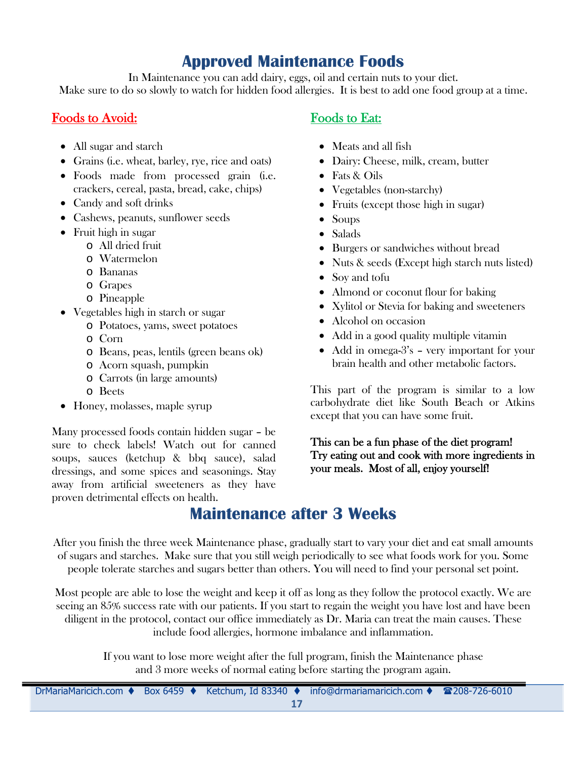# Approved Maintenance Foods

In Maintenance you can add dairy, eggs, oil and certain nuts to your diet.
Make sure to do so slowly to watch for hidden food allergies. It is best to add one food group at a time.

## Foods to Avoid:

- All sugar and starch
- Grains (i.e. wheat, barley, rye, rice and oats)
- Foods made from processed grain (i.e. crackers, cereal, pasta, bread, cake, chips)
- Candy and soft drinks
- Cashews, peanuts, sunflower seeds
- Fruit high in sugar
  - All dried fruit
  - Watermelon
  - Bananas
  - Grapes
  - Pineapple
- Vegetables high in starch or sugar
  - Potatoes, yams, sweet potatoes
  - Corn
  - Beans, peas, lentils (green beans ok)
  - Acorn squash, pumpkin
  - Carrots (in large amounts)
  - Beets
- Honey, molasses, maple syrup

Many processed foods contain hidden sugar – be sure to check labels! Watch out for canned soups, sauces (ketchup & bbq sauce), salad dressings, and some spices and seasonings. Stay away from artificial sweeteners as they have proven detrimental effects on health.

## Foods to Eat:

- Meats and all fish
- Dairy: Cheese, milk, cream, butter
- Fats & Oils
- Vegetables (non-starchy)
- Fruits (except those high in sugar)
- Soups
- Salads
- Burgers or sandwiches without bread
- Nuts & seeds (Except high starch nuts listed)
- Soy and tofu
- Almond or coconut flour for baking
- Xylitol or Stevia for baking and sweeteners
- Alcohol on occasion
- Add in a good quality multiple vitamin
- Add in omega-3's – very important for your brain health and other metabolic factors.

This part of the program is similar to a low carbohydrate diet like South Beach or Atkins except that you can have some fruit.

This can be a fun phase of the diet program! Try eating out and cook with more ingredients in your meals. Most of all, enjoy yourself!

# Maintenance after 3 Weeks

After you finish the three week Maintenance phase, gradually start to vary your diet and eat small amounts of sugars and starches. Make sure that you still weigh periodically to see what foods work for you. Some people tolerate starches and sugars better than others. You will need to find your personal set point.

Most people are able to lose the weight and keep it off as long as they follow the protocol exactly. We are seeing an 85% success rate with our patients. If you start to regain the weight you have lost and have been diligent in the protocol, contact our office immediately as Dr. Maria can treat the main causes. These include food allergies, hormone imbalance and inflammation.

If you want to lose more weight after the full program, finish the Maintenance phase and 3 more weeks of normal eating before starting the program again.

DrMariaMaricich.com ♦ Box 6459 ♦ Ketchum, Id 83340 ♦ info@drmariamaricich.com ♦ ☎208-726-6010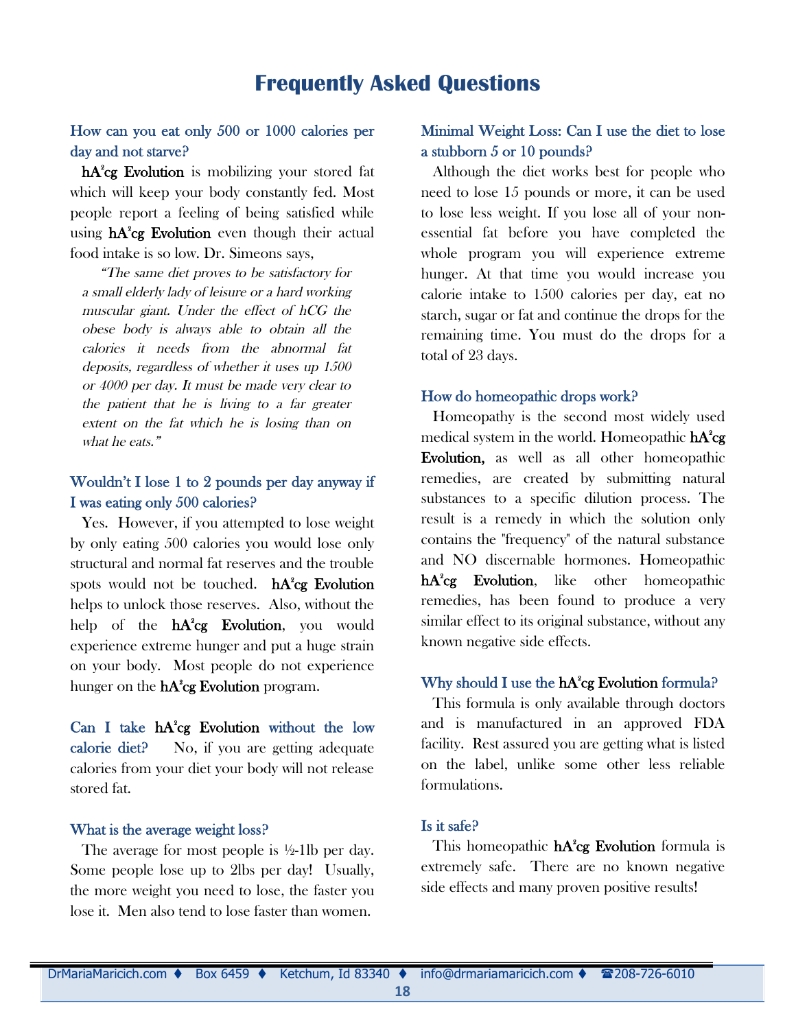# Frequently Asked Questions

### How can you eat only 500 or 1000 calories per day and not starve?

**hA²cg Evolution** is mobilizing your stored fat which will keep your body constantly fed. Most people report a feeling of being satisfied while using **hA²cg Evolution** even though their actual food intake is so low. Dr. Simeons says,

> *"The same diet proves to be satisfactory for a small elderly lady of leisure or a hard working muscular giant. Under the effect of hCG the obese body is always able to obtain all the calories it needs from the abnormal fat deposits, regardless of whether it uses up 1500 or 4000 per day. It must be made very clear to the patient that he is living to a far greater extent on the fat which he is losing than on what he eats."*

### Wouldn't I lose 1 to 2 pounds per day anyway if I was eating only 500 calories?

Yes. However, if you attempted to lose weight by only eating 500 calories you would lose only structural and normal fat reserves and the trouble spots would not be touched. **hA²cg Evolution** helps to unlock those reserves. Also, without the help of the **hA²cg Evolution**, you would experience extreme hunger and put a huge strain on your body. Most people do not experience hunger on the **hA²cg Evolution** program.

### Can I take hA²cg Evolution without the low calorie diet?

No, if you are getting adequate calories from your diet your body will not release stored fat.

### What is the average weight loss?

The average for most people is ½-1lb per day. Some people lose up to 2lbs per day! Usually, the more weight you need to lose, the faster you lose it. Men also tend to lose faster than women.

### Minimal Weight Loss: Can I use the diet to lose a stubborn 5 or 10 pounds?

Although the diet works best for people who need to lose 15 pounds or more, it can be used to lose less weight. If you lose all of your non-essential fat before you have completed the whole program you will experience extreme hunger. At that time you would increase you calorie intake to 1500 calories per day, eat no starch, sugar or fat and continue the drops for the remaining time. You must do the drops for a total of 23 days.

### How do homeopathic drops work?

Homeopathy is the second most widely used medical system in the world. Homeopathic **hA²cg Evolution,** as well as all other homeopathic remedies, are created by submitting natural substances to a specific dilution process. The result is a remedy in which the solution only contains the "frequency" of the natural substance and NO discernable hormones. Homeopathic **hA²cg Evolution**, like other homeopathic remedies, has been found to produce a very similar effect to its original substance, without any known negative side effects.

### Why should I use the hA²cg Evolution formula?

This formula is only available through doctors and is manufactured in an approved FDA facility. Rest assured you are getting what is listed on the label, unlike some other less reliable formulations.

### Is it safe?

This homeopathic **hA²cg Evolution** formula is extremely safe. There are no known negative side effects and many proven positive results!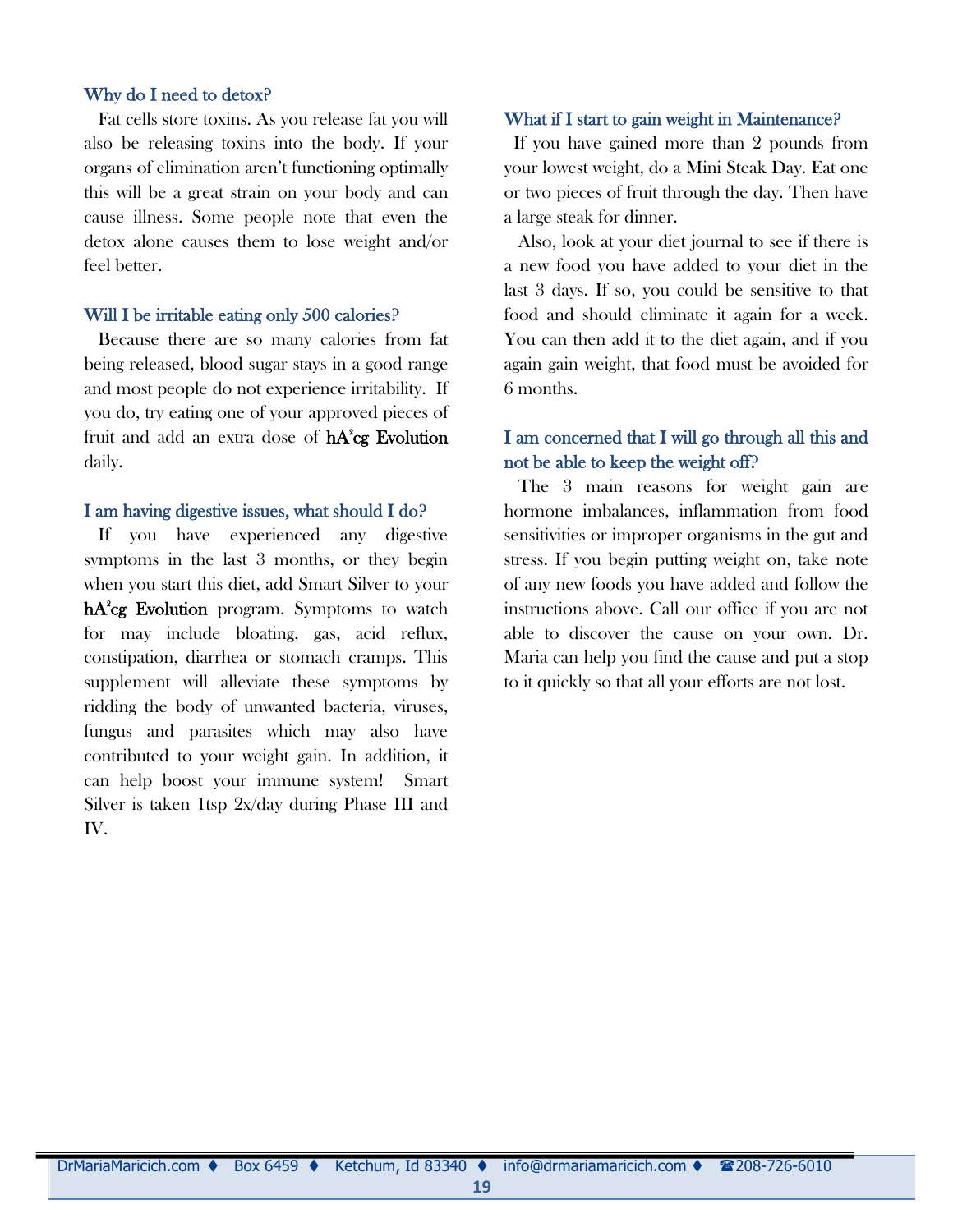### Why do I need to detox?

Fat cells store toxins. As you release fat you will also be releasing toxins into the body. If your organs of elimination aren't functioning optimally this will be a great strain on your body and can cause illness. Some people note that even the detox alone causes them to lose weight and/or feel better.

### Will I be irritable eating only 500 calories?

Because there are so many calories from fat being released, blood sugar stays in a good range and most people do not experience irritability. If you do, try eating one of your approved pieces of fruit and add an extra dose of **hA²cg Evolution** daily.

### I am having digestive issues, what should I do?

If you have experienced any digestive symptoms in the last 3 months, or they begin when you start this diet, add Smart Silver to your **hA²cg Evolution** program. Symptoms to watch for may include bloating, gas, acid reflux, constipation, diarrhea or stomach cramps. This supplement will alleviate these symptoms by ridding the body of unwanted bacteria, viruses, fungus and parasites which may also have contributed to your weight gain. In addition, it can help boost your immune system! Smart Silver is taken 1tsp 2x/day during Phase III and IV.

### What if I start to gain weight in Maintenance?

If you have gained more than 2 pounds from your lowest weight, do a Mini Steak Day. Eat one or two pieces of fruit through the day. Then have a large steak for dinner.

Also, look at your diet journal to see if there is a new food you have added to your diet in the last 3 days. If so, you could be sensitive to that food and should eliminate it again for a week. You can then add it to the diet again, and if you again gain weight, that food must be avoided for 6 months.

### I am concerned that I will go through all this and not be able to keep the weight off?

The 3 main reasons for weight gain are hormone imbalances, inflammation from food sensitivities or improper organisms in the gut and stress. If you begin putting weight on, take note of any new foods you have added and follow the instructions above. Call our office if you are not able to discover the cause on your own. Dr. Maria can help you find the cause and put a stop to it quickly so that all your efforts are not lost.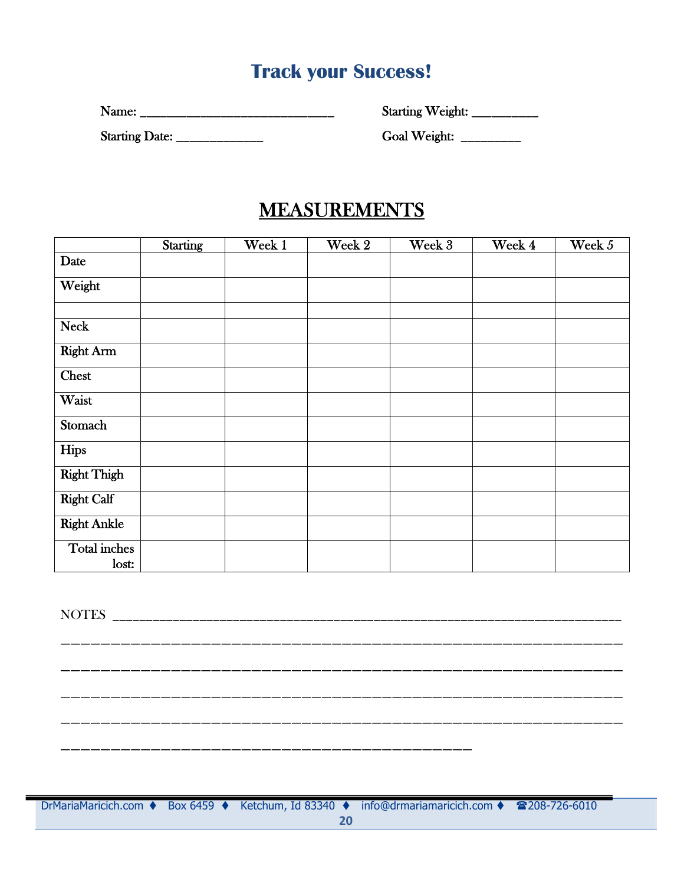# Track your Success!

Name: ______________________________ Starting Weight: __________

Starting Date: _____________ Goal Weight: _________

## MEASUREMENTS

| | Starting | Week 1 | Week 2 | Week 3 | Week 4 | Week 5 |
|---|---|---|---|---|---|---|
| Date | | | | | | |
| Weight | | | | | | |
| | | | | | | |
| Neck | | | | | | |
| Right Arm | | | | | | |
| Chest | | | | | | |
| Waist | | | | | | |
| Stomach | | | | | | |
| Hips | | | | | | |
| Right Thigh | | | | | | |
| Right Calf | | | | | | |
| Right Ankle | | | | | | |
| Total inches lost: | | | | | | |

NOTES ______________________________________________________________________

____________________________________________________________________________

____________________________________________________________________________

____________________________________________________________________________

____________________________________________________________________________

________________________________________________

DrMariaMaricich.com ♦ Box 6459 ♦ Ketchum, Id 83340 ♦ info@drmariamaricich.com ♦ ☎208-726-6010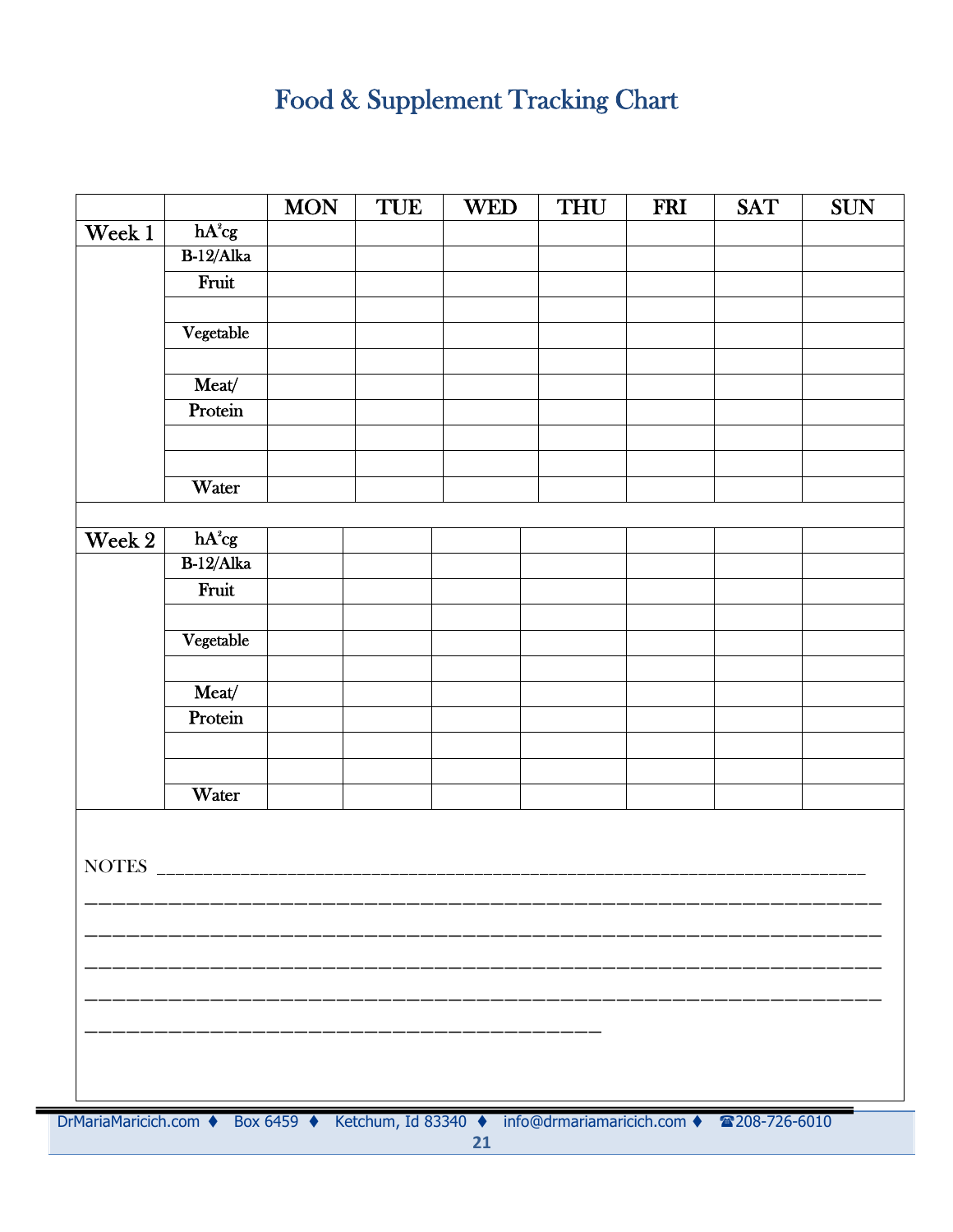# Food & Supplement Tracking Chart

| | | MON | TUE | WED | THU | FRI | SAT | SUN |
|---|---|---|---|---|---|---|---|---|
| Week 1 | $hA^2cg$ | | | | | | | |
| | B-12/Alka | | | | | | | |
| | Fruit | | | | | | | |
| | | | | | | | | |
| | Vegetable | | | | | | | |
| | | | | | | | | |
| | Meat/ | | | | | | | |
| | Protein | | | | | | | |
| | | | | | | | | |
| | | | | | | | | |
| | Water | | | | | | | |
| | | | | | | | | |
| Week 2 | $hA^2cg$ | | | | | | | |
| | B-12/Alka | | | | | | | |
| | Fruit | | | | | | | |
| | | | | | | | | |
| | Vegetable | | | | | | | |
| | | | | | | | | |
| | Meat/ | | | | | | | |
| | Protein | | | | | | | |
| | | | | | | | | |
| | | | | | | | | |
| | Water | | | | | | | |

NOTES ___________________________________________________________________________

______________________________________________________________________________

______________________________________________________________________________

______________________________________________________________________________

______________________________________________________________________________

__________________________________________________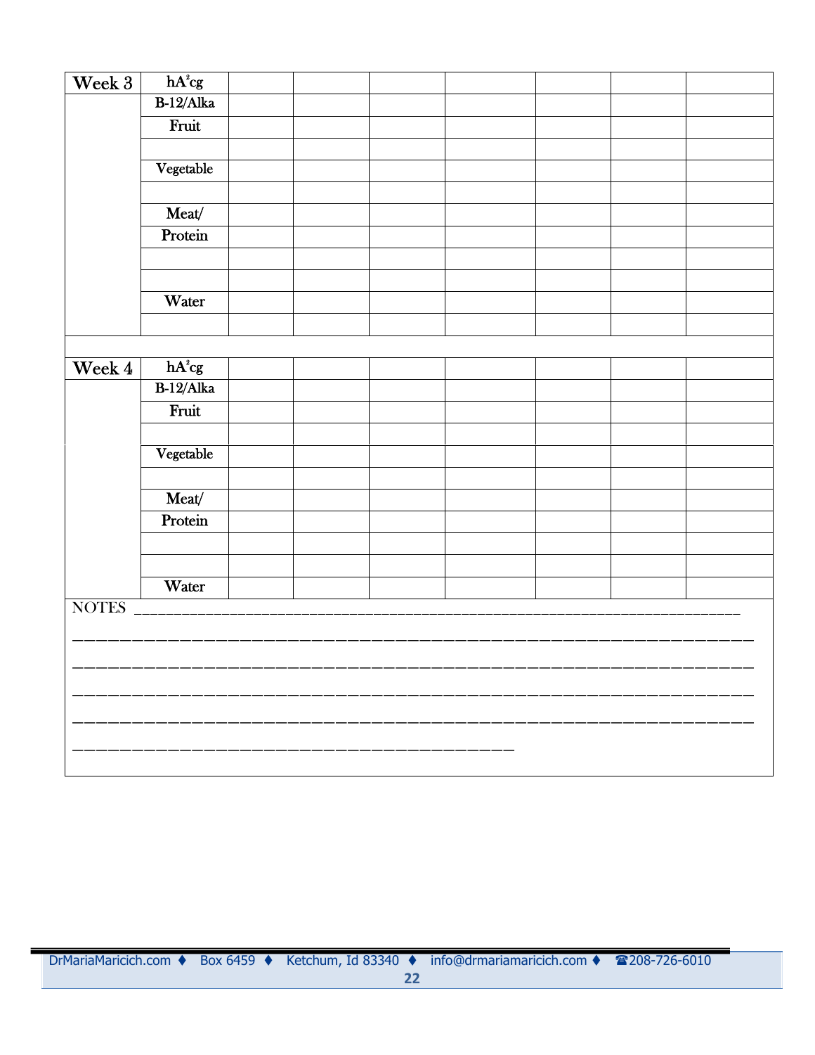| Week 3 | hA²cg | | | | | | | |
|---|---|---|---|---|---|---|---|---|
| | B-12/Alka | | | | | | | |
| | Fruit | | | | | | | |
| | | | | | | | | |
| | Vegetable | | | | | | | |
| | | | | | | | | |
| | Meat/ | | | | | | | |
| | Protein | | | | | | | |
| | | | | | | | | |
| | | | | | | | | |
| | Water | | | | | | | |
| | | | | | | | | |

| Week 4 | hA²cg | | | | | | | |
|---|---|---|---|---|---|---|---|---|
| | B-12/Alka | | | | | | | |
| | Fruit | | | | | | | |
| | | | | | | | | |
| | Vegetable | | | | | | | |
| | | | | | | | | |
| | Meat/ | | | | | | | |
| | Protein | | | | | | | |
| | | | | | | | | |
| | | | | | | | | |
| | Water | | | | | | | |

NOTES ______________________________________________________________________________

______________________________________________________________________________

______________________________________________________________________________

______________________________________________________________________________

______________________________________________________________________________

__________________________________________________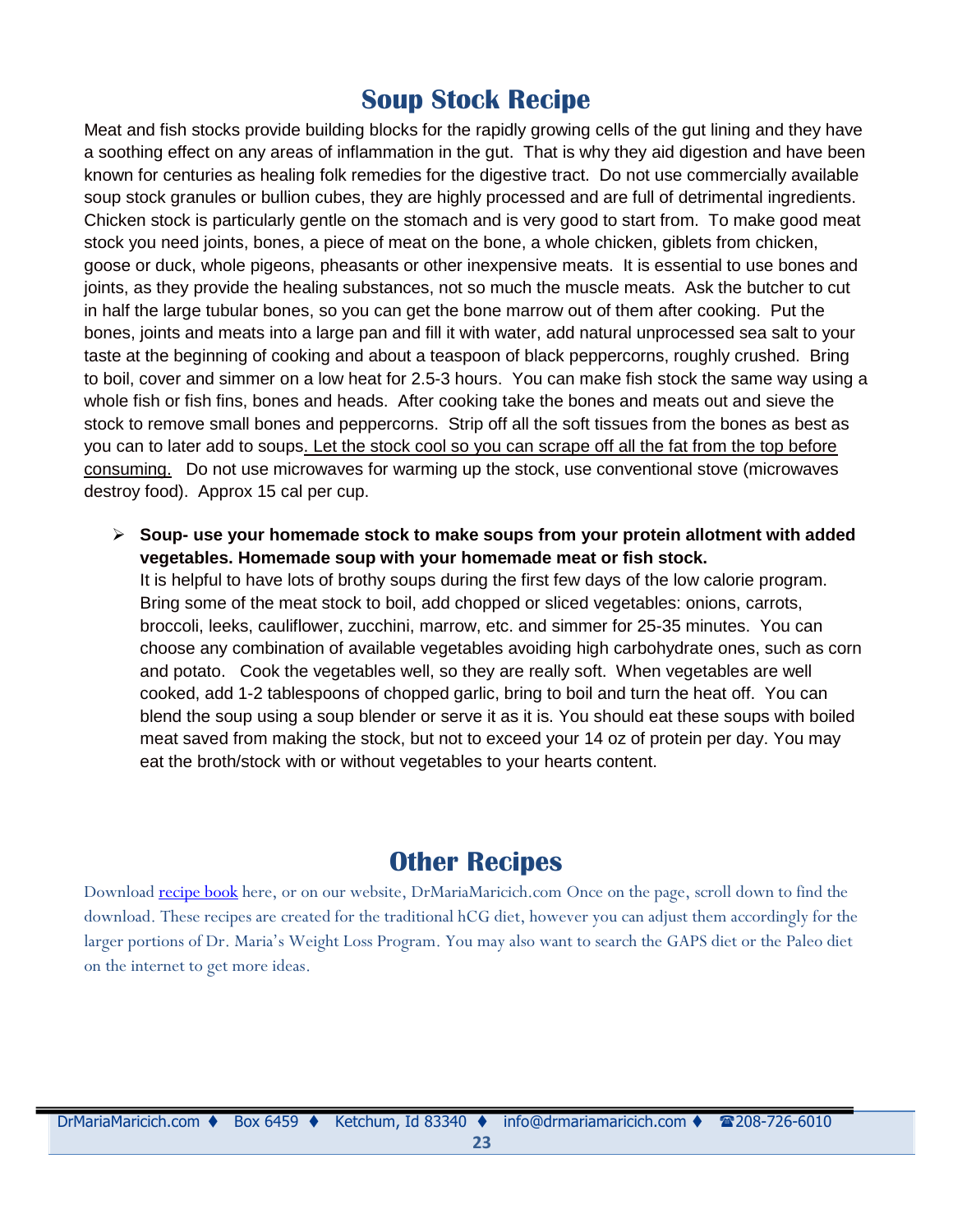## Soup Stock Recipe

Meat and fish stocks provide building blocks for the rapidly growing cells of the gut lining and they have a soothing effect on any areas of inflammation in the gut. That is why they aid digestion and have been known for centuries as healing folk remedies for the digestive tract. Do not use commercially available soup stock granules or bullion cubes, they are highly processed and are full of detrimental ingredients. Chicken stock is particularly gentle on the stomach and is very good to start from. To make good meat stock you need joints, bones, a piece of meat on the bone, a whole chicken, giblets from chicken, goose or duck, whole pigeons, pheasants or other inexpensive meats. It is essential to use bones and joints, as they provide the healing substances, not so much the muscle meats. Ask the butcher to cut in half the large tubular bones, so you can get the bone marrow out of them after cooking. Put the bones, joints and meats into a large pan and fill it with water, add natural unprocessed sea salt to your taste at the beginning of cooking and about a teaspoon of black peppercorns, roughly crushed. Bring to boil, cover and simmer on a low heat for 2.5-3 hours. You can make fish stock the same way using a whole fish or fish fins, bones and heads. After cooking take the bones and meats out and sieve the stock to remove small bones and peppercorns. Strip off all the soft tissues from the bones as best as you can to later add to soups. Let the stock cool so you can scrape off all the fat from the top before consuming. Do not use microwaves for warming up the stock, use conventional stove (microwaves destroy food). Approx 15 cal per cup.

- **Soup- use your homemade stock to make soups from your protein allotment with added vegetables. Homemade soup with your homemade meat or fish stock.**
  It is helpful to have lots of brothy soups during the first few days of the low calorie program. Bring some of the meat stock to boil, add chopped or sliced vegetables: onions, carrots, broccoli, leeks, cauliflower, zucchini, marrow, etc. and simmer for 25-35 minutes. You can choose any combination of available vegetables avoiding high carbohydrate ones, such as corn and potato. Cook the vegetables well, so they are really soft. When vegetables are well cooked, add 1-2 tablespoons of chopped garlic, bring to boil and turn the heat off. You can blend the soup using a soup blender or serve it as it is. You should eat these soups with boiled meat saved from making the stock, but not to exceed your 14 oz of protein per day. You may eat the broth/stock with or without vegetables to your hearts content.

## Other Recipes

Download recipe book here, or on our website, DrMariaMaricich.com Once on the page, scroll down to find the download. These recipes are created for the traditional hCG diet, however you can adjust them accordingly for the larger portions of Dr. Maria's Weight Loss Program. You may also want to search the GAPS diet or the Paleo diet on the internet to get more ideas.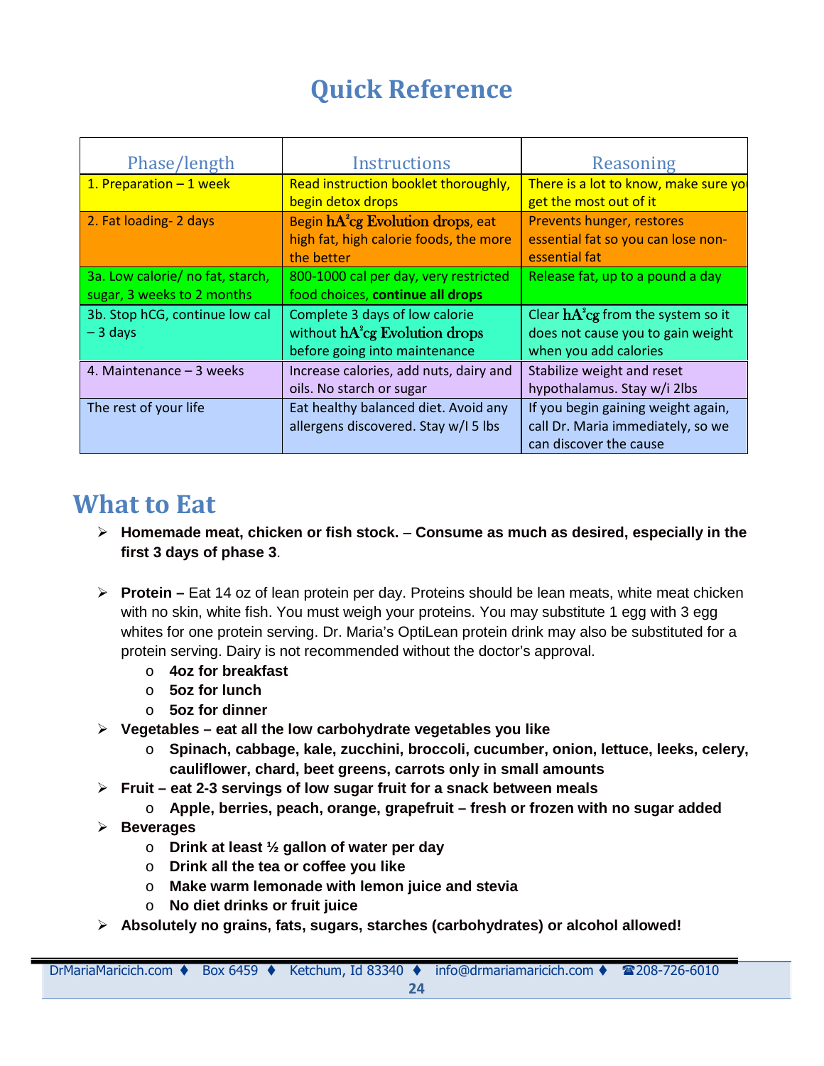# Quick Reference

| Phase/length | Instructions | Reasoning |
|---|---|---|
| 1. Preparation – 1 week | Read instruction booklet thoroughly, begin detox drops | There is a lot to know, make sure you get the most out of it |
| 2. Fat loading- 2 days | Begin hA²cg Evolution drops, eat high fat, high calorie foods, the more the better | Prevents hunger, restores essential fat so you can lose non-essential fat |
| 3a. Low calorie/ no fat, starch, sugar, 3 weeks to 2 months | 800-1000 cal per day, very restricted food choices, **continue all drops** | Release fat, up to a pound a day |
| 3b. Stop hCG, continue low cal – 3 days | Complete 3 days of low calorie without hA²cg Evolution drops before going into maintenance | Clear hA²cg from the system so it does not cause you to gain weight when you add calories |
| 4. Maintenance – 3 weeks | Increase calories, add nuts, dairy and oils. No starch or sugar | Stabilize weight and reset hypothalamus. Stay w/i 2lbs |
| The rest of your life | Eat healthy balanced diet. Avoid any allergens discovered. Stay w/I 5 lbs | If you begin gaining weight again, call Dr. Maria immediately, so we can discover the cause |

## What to Eat

- **Homemade meat, chicken or fish stock.** – **Consume as much as desired, especially in the first 3 days of phase 3**.
- **Protein –** Eat 14 oz of lean protein per day. Proteins should be lean meats, white meat chicken with no skin, white fish. You must weigh your proteins. You may substitute 1 egg with 3 egg whites for one protein serving. Dr. Maria's OptiLean protein drink may also be substituted for a protein serving. Dairy is not recommended without the doctor's approval.
  - **4oz for breakfast**
  - **5oz for lunch**
  - **5oz for dinner**
- **Vegetables – eat all the low carbohydrate vegetables you like**
  - **Spinach, cabbage, kale, zucchini, broccoli, cucumber, onion, lettuce, leeks, celery, cauliflower, chard, beet greens, carrots only in small amounts**
- **Fruit – eat 2-3 servings of low sugar fruit for a snack between meals**
  - **Apple, berries, peach, orange, grapefruit – fresh or frozen with no sugar added**
- **Beverages**
  - **Drink at least ½ gallon of water per day**
  - **Drink all the tea or coffee you like**
  - **Make warm lemonade with lemon juice and stevia**
  - **No diet drinks or fruit juice**
- **Absolutely no grains, fats, sugars, starches (carbohydrates) or alcohol allowed!**